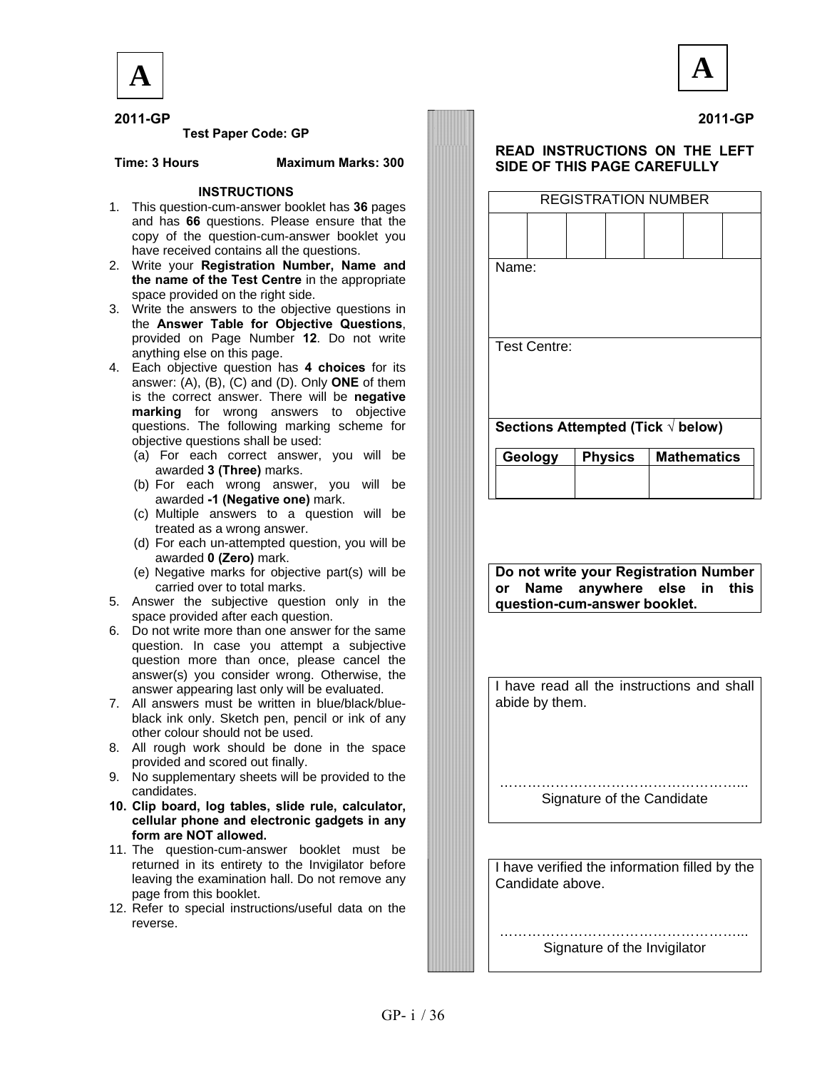**A**

**2011-GP**

**Test Paper Code: GP**

**Time: 3 Hours** **Maximum Marks: 300**

## INSTRUCTIONS

1. This question-cum-answer booklet has **36** pages and has **66** questions. Please ensure that the copy of the question-cum-answer booklet you have received contains all the questions.
2. Write your **Registration Number, Name and the name of the Test Centre** in the appropriate space provided on the right side.
3. Write the answers to the objective questions in the **Answer Table for Objective Questions**, provided on Page Number **12**. Do not write anything else on this page.
4. Each objective question has **4 choices** for its answer: (A), (B), (C) and (D). Only **ONE** of them is the correct answer. There will be **negative marking** for wrong answers to objective questions. The following marking scheme for objective questions shall be used:
   (a) For each correct answer, you will be awarded **3 (Three)** marks.
   (b) For each wrong answer, you will be awarded **-1 (Negative one)** mark.
   (c) Multiple answers to a question will be treated as a wrong answer.
   (d) For each un-attempted question, you will be awarded **0 (Zero)** mark.
   (e) Negative marks for objective part(s) will be carried over to total marks.
5. Answer the subjective question only in the space provided after each question.
6. Do not write more than one answer for the same question. In case you attempt a subjective question more than once, please cancel the answer(s) you consider wrong. Otherwise, the answer appearing last only will be evaluated.
7. All answers must be written in blue/black/blue-black ink only. Sketch pen, pencil or ink of any other colour should not be used.
8. All rough work should be done in the space provided and scored out finally.
9. No supplementary sheets will be provided to the candidates.
10. **Clip board, log tables, slide rule, calculator, cellular phone and electronic gadgets in any form are NOT allowed.**
11. The question-cum-answer booklet must be returned in its entirety to the Invigilator before leaving the examination hall. Do not remove any page from this booklet.
12. Refer to special instructions/useful data on the reverse.

**A**

**2011-GP**

**READ INSTRUCTIONS ON THE LEFT SIDE OF THIS PAGE CAREFULLY**

| REGISTRATION NUMBER | | | | | | |
|---|---|---|---|---|---|---|
| | | | | | | |

Name:

Test Centre:

**Sections Attempted (Tick √ below)**

| Geology | Physics | Mathematics |
|---|---|---|
| | | |

**Do not write your Registration Number or Name anywhere else in this question-cum-answer booklet.**

I have read all the instructions and shall abide by them.

……………………………………………...
Signature of the Candidate

I have verified the information filled by the Candidate above.

……………………………………………...
Signature of the Invigilator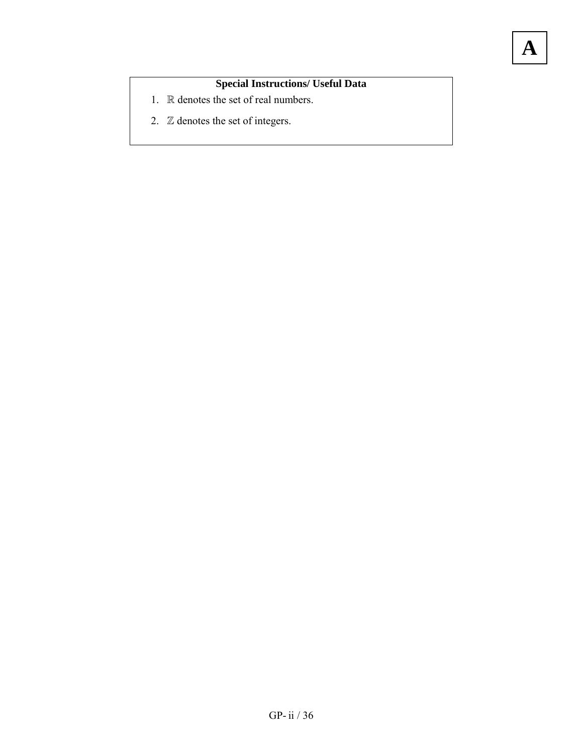**A**

**Special Instructions/ Useful Data**

1. $\mathbb{R}$ denotes the set of real numbers.
2. $\mathbb{Z}$ denotes the set of integers.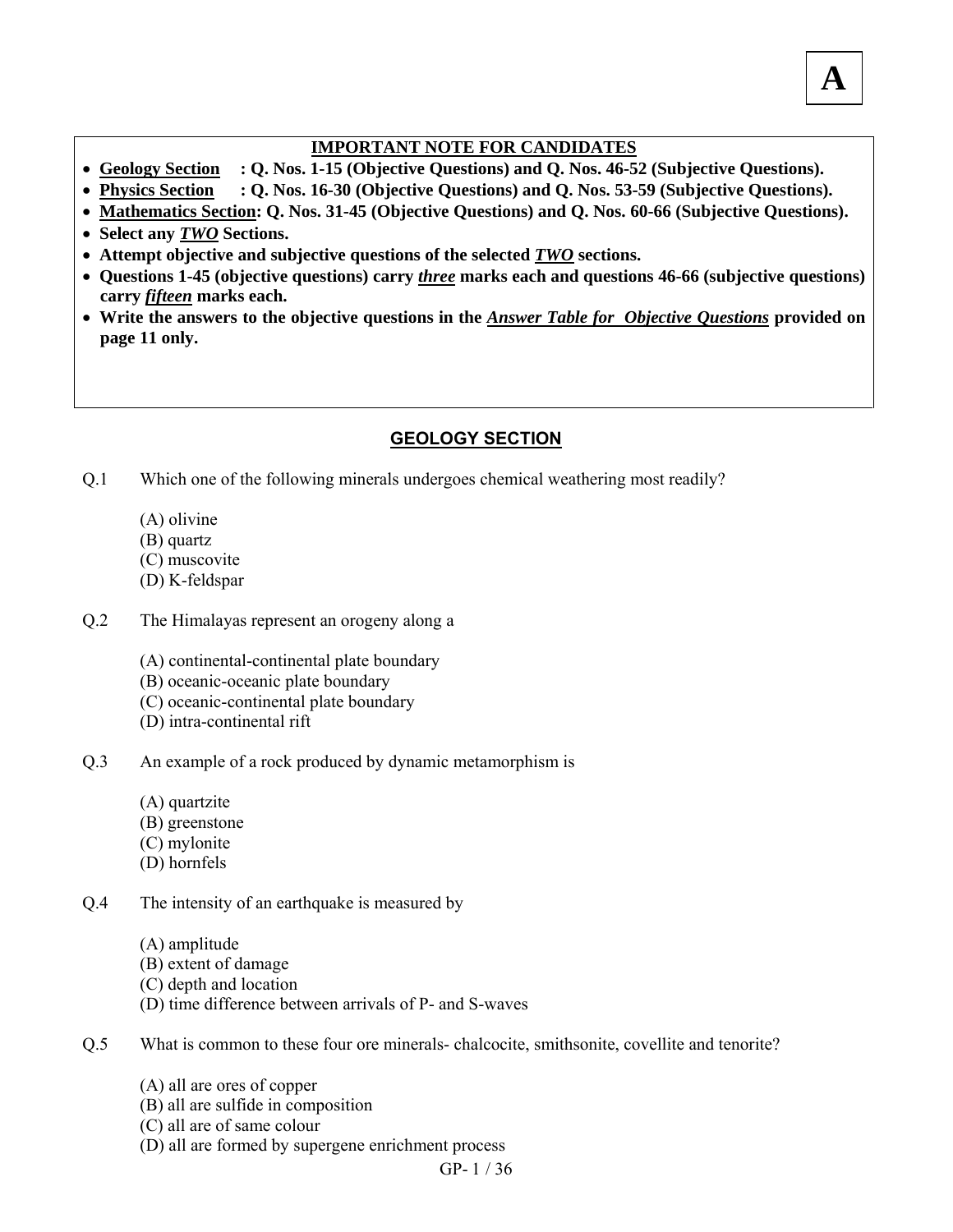**A**

**IMPORTANT NOTE FOR CANDIDATES**

- **Geology Section : Q. Nos. 1-15 (Objective Questions) and Q. Nos. 46-52 (Subjective Questions).**
- **Physics Section : Q. Nos. 16-30 (Objective Questions) and Q. Nos. 53-59 (Subjective Questions).**
- **Mathematics Section: Q. Nos. 31-45 (Objective Questions) and Q. Nos. 60-66 (Subjective Questions).**
- **Select any *TWO* Sections.**
- **Attempt objective and subjective questions of the selected *TWO* sections.**
- **Questions 1-45 (objective questions) carry *three* marks each and questions 46-66 (subjective questions) carry *fifteen* marks each.**
- **Write the answers to the objective questions in the *Answer Table for Objective Questions* provided on page 11 only.**

## GEOLOGY SECTION

Q.1 Which one of the following minerals undergoes chemical weathering most readily?

(A) olivine
(B) quartz
(C) muscovite
(D) K-feldspar

Q.2 The Himalayas represent an orogeny along a

(A) continental-continental plate boundary
(B) oceanic-oceanic plate boundary
(C) oceanic-continental plate boundary
(D) intra-continental rift

Q.3 An example of a rock produced by dynamic metamorphism is

(A) quartzite
(B) greenstone
(C) mylonite
(D) hornfels

Q.4 The intensity of an earthquake is measured by

(A) amplitude
(B) extent of damage
(C) depth and location
(D) time difference between arrivals of P- and S-waves

Q.5 What is common to these four ore minerals- chalcocite, smithsonite, covellite and tenorite?

(A) all are ores of copper
(B) all are sulfide in composition
(C) all are of same colour
(D) all are formed by supergene enrichment process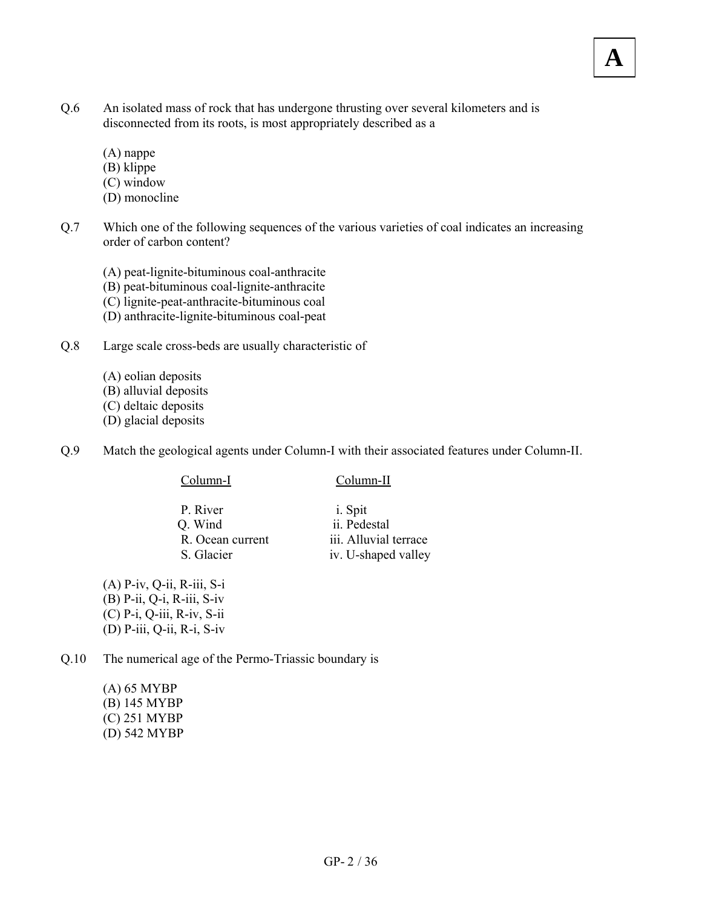Q.6 An isolated mass of rock that has undergone thrusting over several kilometers and is disconnected from its roots, is most appropriately described as a

(A) nappe
(B) klippe
(C) window
(D) monocline

Q.7 Which one of the following sequences of the various varieties of coal indicates an increasing order of carbon content?

(A) peat-lignite-bituminous coal-anthracite
(B) peat-bituminous coal-lignite-anthracite
(C) lignite-peat-anthracite-bituminous coal
(D) anthracite-lignite-bituminous coal-peat

Q.8 Large scale cross-beds are usually characteristic of

(A) eolian deposits
(B) alluvial deposits
(C) deltaic deposits
(D) glacial deposits

Q.9 Match the geological agents under Column-I with their associated features under Column-II.

| Column-I | Column-II |
|---|---|
| P. River | i. Spit |
| Q. Wind | ii. Pedestal |
| R. Ocean current | iii. Alluvial terrace |
| S. Glacier | iv. U-shaped valley |

(A) P-iv, Q-ii, R-iii, S-i
(B) P-ii, Q-i, R-iii, S-iv
(C) P-i, Q-iii, R-iv, S-ii
(D) P-iii, Q-ii, R-i, S-iv

Q.10 The numerical age of the Permo-Triassic boundary is

(A) 65 MYBP
(B) 145 MYBP
(C) 251 MYBP
(D) 542 MYBP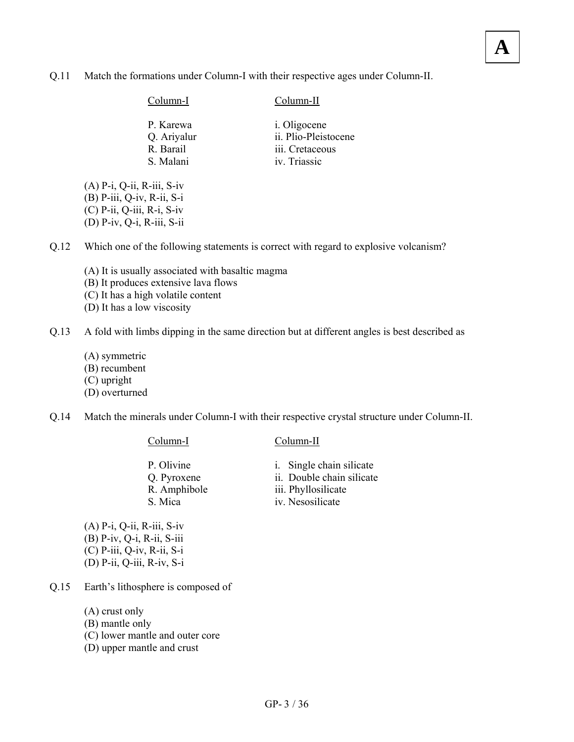Q.11 Match the formations under Column-I with their respective ages under Column-II.

| Column-I | Column-II |
| --- | --- |
| P. Karewa | i. Oligocene |
| Q. Ariyalur | ii. Plio-Pleistocene |
| R. Barail | iii. Cretaceous |
| S. Malani | iv. Triassic |

(A) P-i, Q-ii, R-iii, S-iv
(B) P-iii, Q-iv, R-ii, S-i
(C) P-ii, Q-iii, R-i, S-iv
(D) P-iv, Q-i, R-iii, S-ii

Q.12 Which one of the following statements is correct with regard to explosive volcanism?

(A) It is usually associated with basaltic magma
(B) It produces extensive lava flows
(C) It has a high volatile content
(D) It has a low viscosity

Q.13 A fold with limbs dipping in the same direction but at different angles is best described as

(A) symmetric
(B) recumbent
(C) upright
(D) overturned

Q.14 Match the minerals under Column-I with their respective crystal structure under Column-II.

| Column-I | Column-II |
| --- | --- |
| P. Olivine | i. Single chain silicate |
| Q. Pyroxene | ii. Double chain silicate |
| R. Amphibole | iii. Phyllosilicate |
| S. Mica | iv. Nesosilicate |

(A) P-i, Q-ii, R-iii, S-iv
(B) P-iv, Q-i, R-ii, S-iii
(C) P-iii, Q-iv, R-ii, S-i
(D) P-ii, Q-iii, R-iv, S-i

Q.15 Earth's lithosphere is composed of

(A) crust only
(B) mantle only
(C) lower mantle and outer core
(D) upper mantle and crust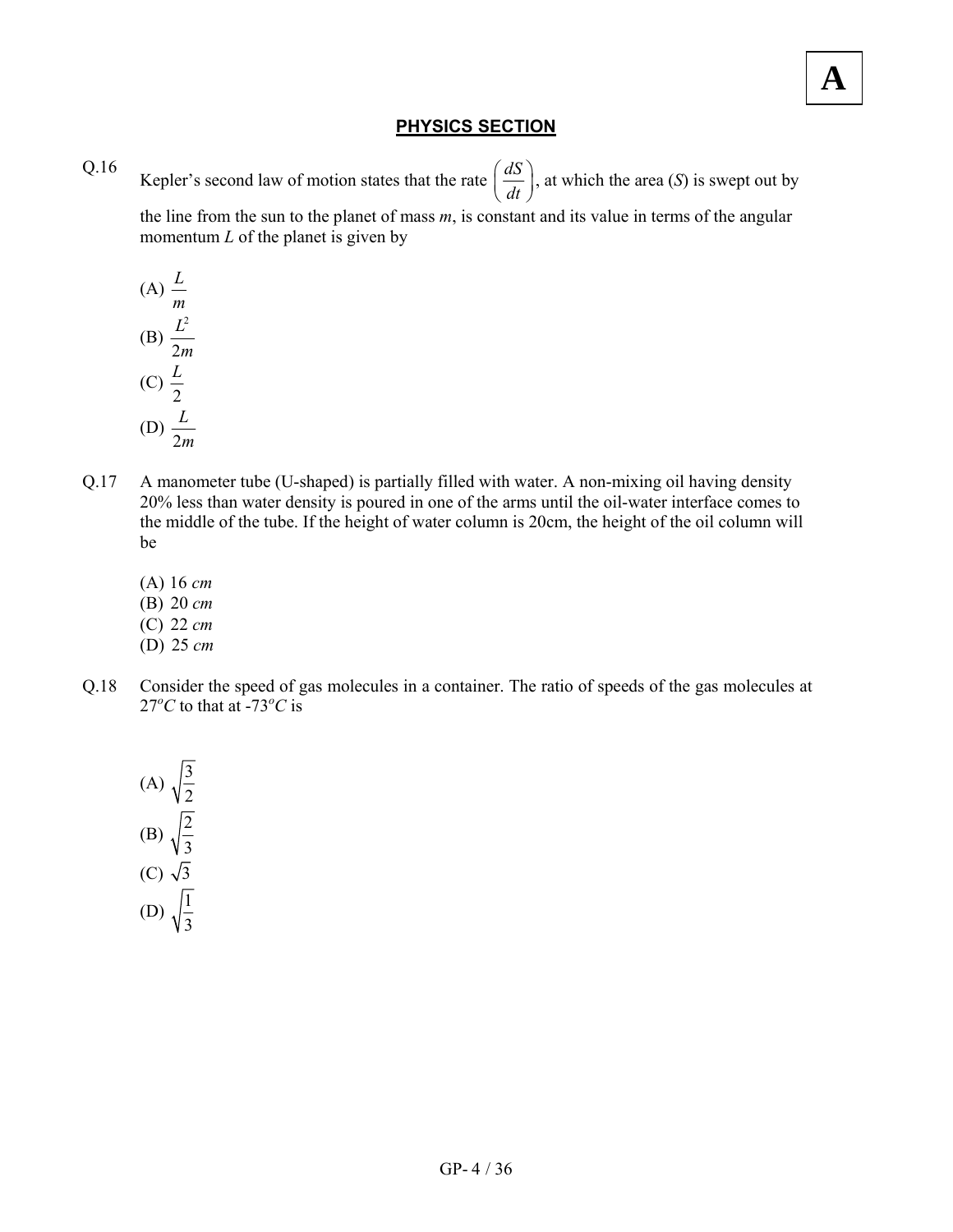## PHYSICS SECTION

Q.16 Kepler's second law of motion states that the rate $\left(\frac{dS}{dt}\right)$, at which the area ($S$) is swept out by the line from the sun to the planet of mass $m$, is constant and its value in terms of the angular momentum $L$ of the planet is given by

(A) $\frac{L}{m}$

(B) $\frac{L^2}{2m}$

(C) $\frac{L}{2}$

(D) $\frac{L}{2m}$

Q.17 A manometer tube (U-shaped) is partially filled with water. A non-mixing oil having density 20% less than water density is poured in one of the arms until the oil-water interface comes to the middle of the tube. If the height of water column is 20cm, the height of the oil column will be

(A) 16 $cm$

(B) 20 $cm$

(C) 22 $cm$

(D) 25 $cm$

Q.18 Consider the speed of gas molecules in a container. The ratio of speeds of the gas molecules at $27^oC$ to that at $-73^oC$ is

(A) $\sqrt{\frac{3}{2}}$

(B) $\sqrt{\frac{2}{3}}$

(C) $\sqrt{3}$

(D) $\sqrt{\frac{1}{3}}$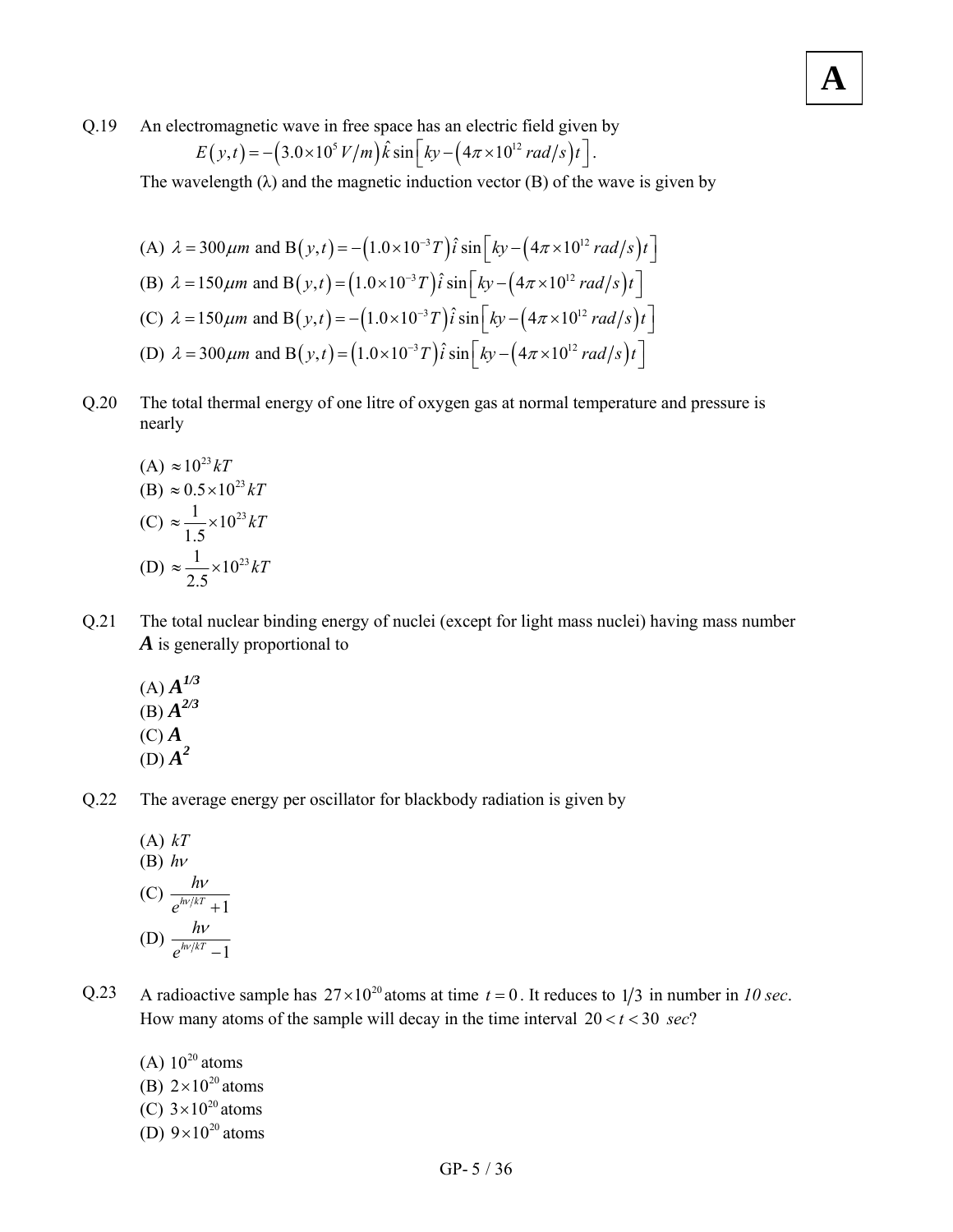Q.19 An electromagnetic wave in free space has an electric field given by

$$E(y,t) = -\left(3.0\times10^{5}\,V/m\right)\hat{k}\sin\left[ky - \left(4\pi\times10^{12}\,rad/s\right)t\right].$$

The wavelength ($\lambda$) and the magnetic induction vector (B) of the wave is given by

(A) $\lambda = 300\mu m$ and $B(y,t) = -\left(1.0\times10^{-3}T\right)\hat{i}\sin\left[ky - \left(4\pi\times10^{12}\,rad/s\right)t\right]$

(B) $\lambda = 150\mu m$ and $B(y,t) = \left(1.0\times10^{-3}T\right)\hat{i}\sin\left[ky - \left(4\pi\times10^{12}\,rad/s\right)t\right]$

(C) $\lambda = 150\mu m$ and $B(y,t) = -\left(1.0\times10^{-3}T\right)\hat{i}\sin\left[ky - \left(4\pi\times10^{12}\,rad/s\right)t\right]$

(D) $\lambda = 300\mu m$ and $B(y,t) = \left(1.0\times10^{-3}T\right)\hat{i}\sin\left[ky - \left(4\pi\times10^{12}\,rad/s\right)t\right]$

Q.20 The total thermal energy of one litre of oxygen gas at normal temperature and pressure is nearly

(A) $\approx 10^{23}kT$

(B) $\approx 0.5\times10^{23}kT$

(C) $\approx \frac{1}{1.5}\times10^{23}kT$

(D) $\approx \frac{1}{2.5}\times10^{23}kT$

Q.21 The total nuclear binding energy of nuclei (except for light mass nuclei) having mass number ***A*** is generally proportional to

(A) $A^{1/3}$

(B) $A^{2/3}$

(C) $A$

(D) $A^{2}$

Q.22 The average energy per oscillator for blackbody radiation is given by

(A) $kT$

(B) $h\nu$

(C) $\frac{h\nu}{e^{h\nu/kT}+1}$

(D) $\frac{h\nu}{e^{h\nu/kT}-1}$

Q.23 A radioactive sample has $27\times10^{20}$ atoms at time $t = 0$. It reduces to $1/3$ in number in *10 sec*. How many atoms of the sample will decay in the time interval $20 < t < 30$ *sec*?

(A) $10^{20}$ atoms

(B) $2\times10^{20}$ atoms

(C) $3\times10^{20}$ atoms

(D) $9\times10^{20}$ atoms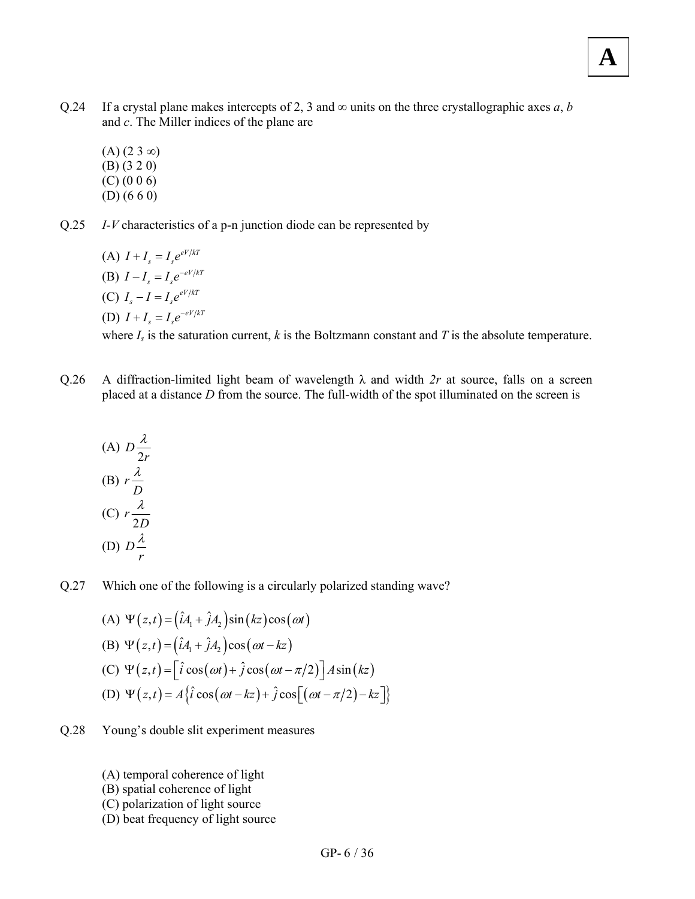Q.24 If a crystal plane makes intercepts of 2, 3 and $\infty$ units on the three crystallographic axes *a*, *b* and *c*. The Miller indices of the plane are

(A) (2 3 $\infty$)
(B) (3 2 0)
(C) (0 0 6)
(D) (6 6 0)

Q.25 *I-V* characteristics of a p-n junction diode can be represented by

(A) $I + I_s = I_s e^{eV/kT}$
(B) $I - I_s = I_s e^{-eV/kT}$
(C) $I_s - I = I_s e^{eV/kT}$
(D) $I + I_s = I_s e^{-eV/kT}$
where $I_s$ is the saturation current, $k$ is the Boltzmann constant and $T$ is the absolute temperature.

Q.26 A diffraction-limited light beam of wavelength $\lambda$ and width $2r$ at source, falls on a screen placed at a distance $D$ from the source. The full-width of the spot illuminated on the screen is

(A) $D\dfrac{\lambda}{2r}$
(B) $r\dfrac{\lambda}{D}$
(C) $r\dfrac{\lambda}{2D}$
(D) $D\dfrac{\lambda}{r}$

Q.27 Which one of the following is a circularly polarized standing wave?

(A) $\Psi(z,t) = (\hat{i}A_1 + \hat{j}A_2)\sin(kz)\cos(\omega t)$
(B) $\Psi(z,t) = (\hat{i}A_1 + \hat{j}A_2)\cos(\omega t - kz)$
(C) $\Psi(z,t) = \left[\hat{i}\cos(\omega t) + \hat{j}\cos(\omega t - \pi/2)\right] A\sin(kz)$
(D) $\Psi(z,t) = A\left\{\hat{i}\cos(\omega t - kz) + \hat{j}\cos\left[(\omega t - \pi/2) - kz\right]\right\}$

Q.28 Young's double slit experiment measures

(A) temporal coherence of light
(B) spatial coherence of light
(C) polarization of light source
(D) beat frequency of light source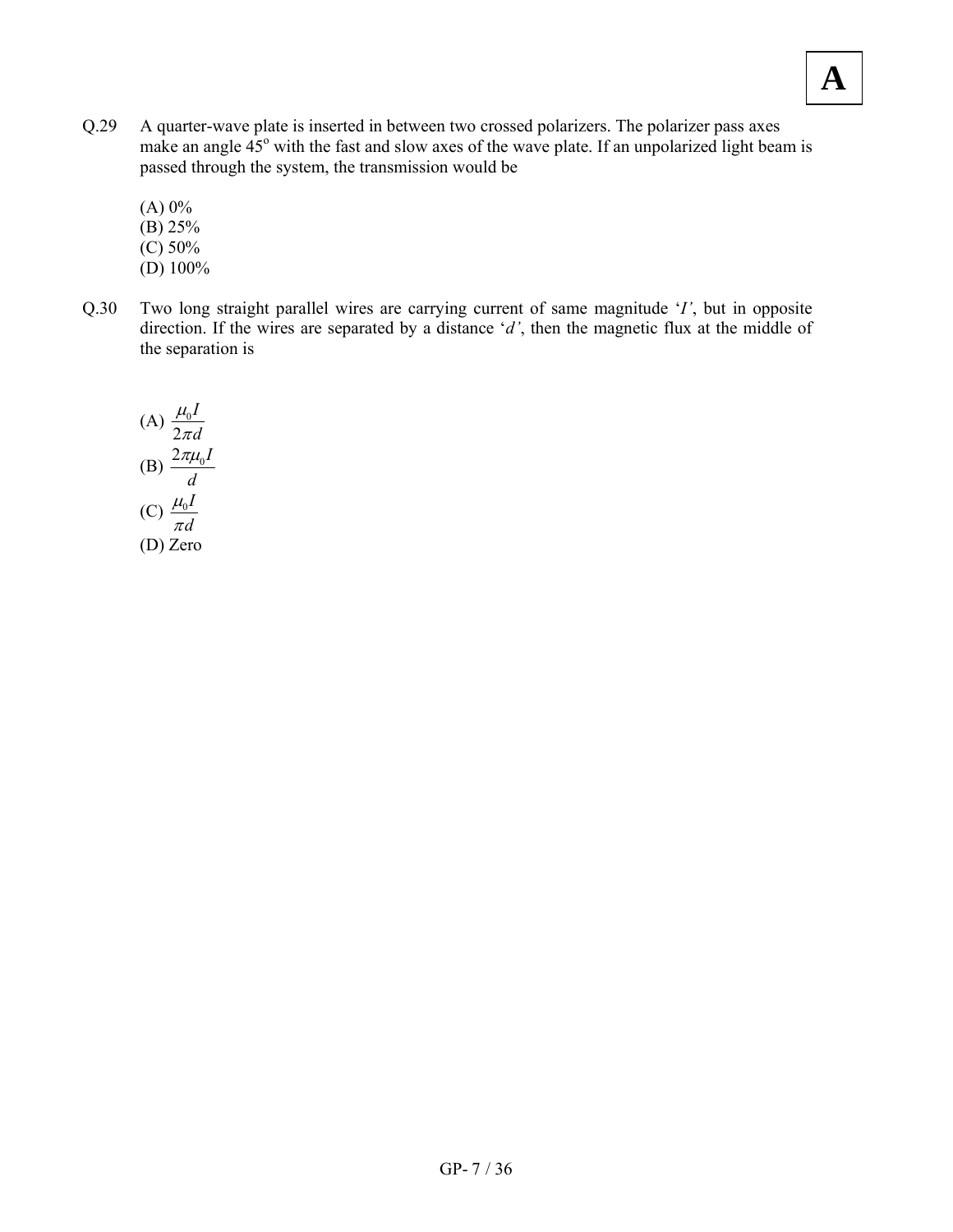Q.29 A quarter-wave plate is inserted in between two crossed polarizers. The polarizer pass axes make an angle $45^o$ with the fast and slow axes of the wave plate. If an unpolarized light beam is passed through the system, the transmission would be

(A) 0%
(B) 25%
(C) 50%
(D) 100%

Q.30 Two long straight parallel wires are carrying current of same magnitude '$I$', but in opposite direction. If the wires are separated by a distance '$d$', then the magnetic flux at the middle of the separation is

(A) $\frac{\mu_0 I}{2\pi d}$
(B) $\frac{2\pi\mu_0 I}{d}$
(C) $\frac{\mu_0 I}{\pi d}$
(D) Zero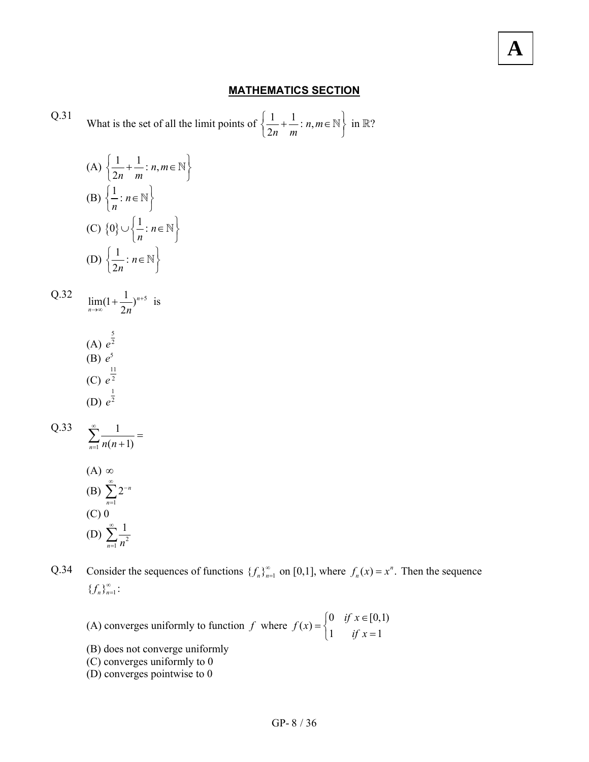## MATHEMATICS SECTION

Q.31 What is the set of all the limit points of $\left\{\frac{1}{2n}+\frac{1}{m} : n, m \in \mathbb{N}\right\}$ in $\mathbb{R}$?

(A) $\left\{\frac{1}{2n}+\frac{1}{m} : n, m \in \mathbb{N}\right\}$

(B) $\left\{\frac{1}{n} : n \in \mathbb{N}\right\}$

(C) $\{0\} \cup \left\{\frac{1}{n} : n \in \mathbb{N}\right\}$

(D) $\left\{\frac{1}{2n} : n \in \mathbb{N}\right\}$

Q.32 $\lim\limits_{n\to\infty}(1+\frac{1}{2n})^{n+5}$ is

(A) $e^{\frac{5}{2}}$

(B) $e^{5}$

(C) $e^{\frac{11}{2}}$

(D) $e^{\frac{1}{2}}$

Q.33 $\sum\limits_{n=1}^{\infty}\frac{1}{n(n+1)} =$

(A) $\infty$

(B) $\sum\limits_{n=1}^{\infty}2^{-n}$

(C) 0

(D) $\sum\limits_{n=1}^{\infty}\frac{1}{n^2}$

Q.34 Consider the sequences of functions $\{f_n\}_{n=1}^{\infty}$ on [0,1], where $f_n(x) = x^n$. Then the sequence $\{f_n\}_{n=1}^{\infty}$:

(A) converges uniformly to function $f$ where $f(x) = \begin{cases} 0 & \text{if } x \in [0,1) \\ 1 & \text{if } x = 1 \end{cases}$

(B) does not converge uniformly

(C) converges uniformly to 0

(D) converges pointwise to 0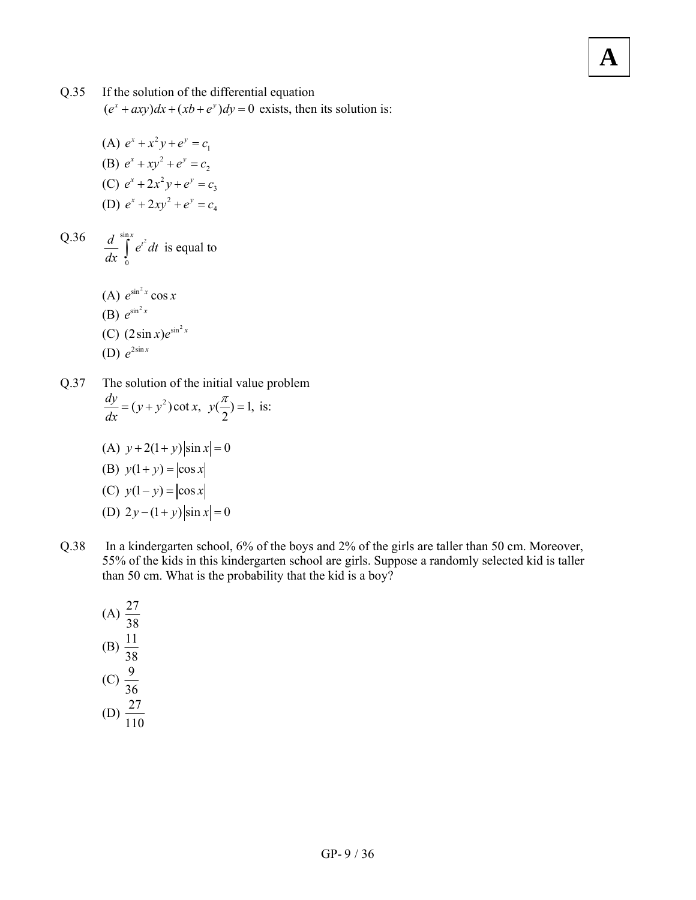**A**

Q.35 If the solution of the differential equation $(e^x + axy)dx + (xb + e^y)dy = 0$ exists, then its solution is:

(A) $e^x + x^2 y + e^y = c_1$

(B) $e^x + xy^2 + e^y = c_2$

(C) $e^x + 2x^2 y + e^y = c_3$

(D) $e^x + 2xy^2 + e^y = c_4$

Q.36 $\frac{d}{dx}\int_0^{\sin x} e^{t^2} dt$ is equal to

(A) $e^{\sin^2 x}\cos x$

(B) $e^{\sin^2 x}$

(C) $(2\sin x)e^{\sin^2 x}$

(D) $e^{2\sin x}$

Q.37 The solution of the initial value problem $\frac{dy}{dx} = (y + y^2)\cot x,\ y(\frac{\pi}{2}) = 1,$ is:

(A) $y + 2(1+y)|\sin x| = 0$

(B) $y(1+y) = |\cos x|$

(C) $y(1-y) = |\cos x|$

(D) $2y - (1+y)|\sin x| = 0$

Q.38 In a kindergarten school, 6% of the boys and 2% of the girls are taller than 50 cm. Moreover, 55% of the kids in this kindergarten school are girls. Suppose a randomly selected kid is taller than 50 cm. What is the probability that the kid is a boy?

(A) $\frac{27}{38}$

(B) $\frac{11}{38}$

(C) $\frac{9}{36}$

(D) $\frac{27}{110}$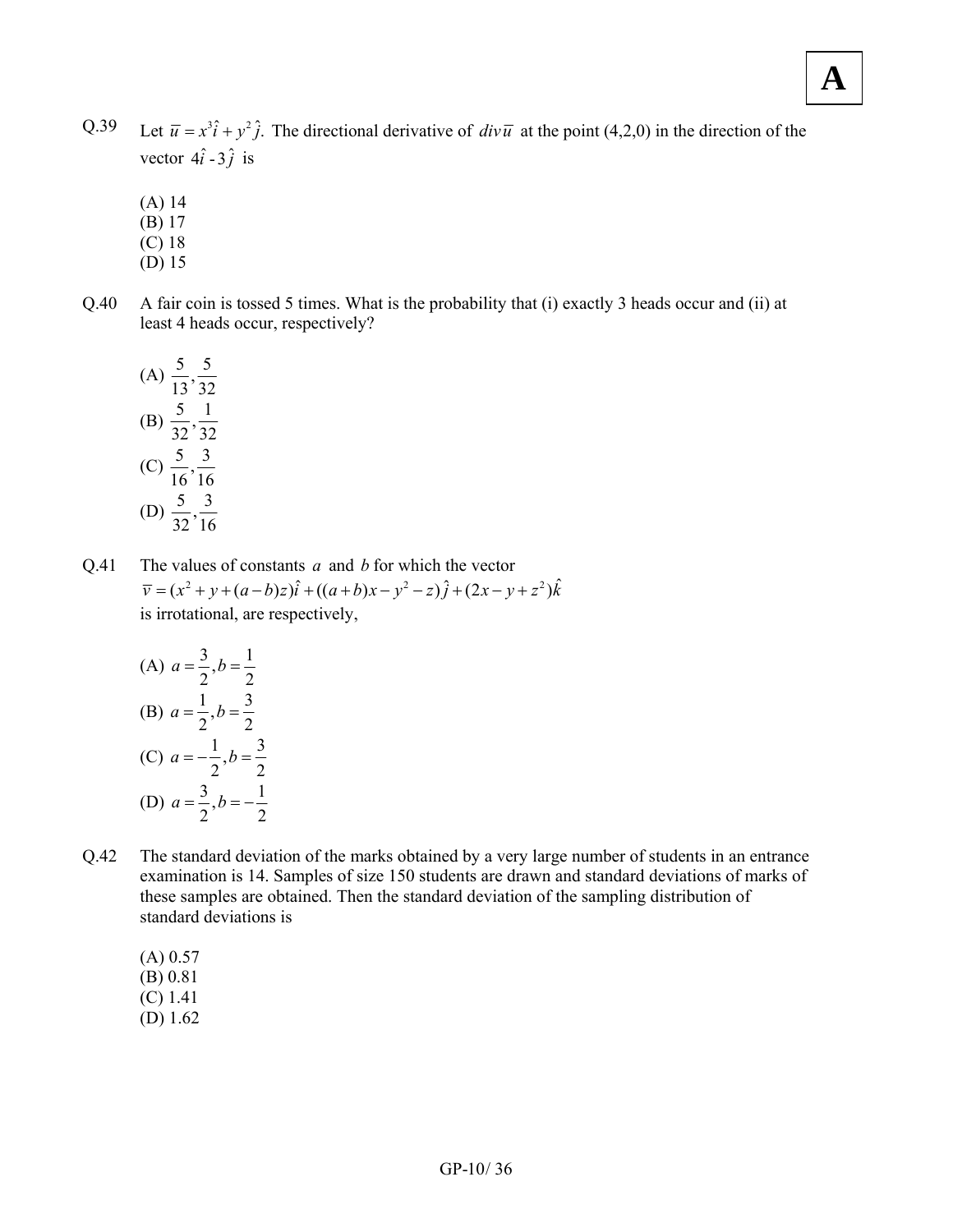Q.39 Let $\bar{u} = x^3\hat{i} + y^2\hat{j}$. The directional derivative of $div\,\bar{u}$ at the point (4,2,0) in the direction of the vector $4\hat{i} - 3\hat{j}$ is

(A) 14
(B) 17
(C) 18
(D) 15

Q.40 A fair coin is tossed 5 times. What is the probability that (i) exactly 3 heads occur and (ii) at least 4 heads occur, respectively?

(A) $\frac{5}{13}, \frac{5}{32}$
(B) $\frac{5}{32}, \frac{1}{32}$
(C) $\frac{5}{16}, \frac{3}{16}$
(D) $\frac{5}{32}, \frac{3}{16}$

Q.41 The values of constants $a$ and $b$ for which the vector
$\bar{v} = (x^2 + y + (a-b)z)\hat{i} + ((a+b)x - y^2 - z)\hat{j} + (2x - y + z^2)\hat{k}$
is irrotational, are respectively,

(A) $a = \frac{3}{2}, b = \frac{1}{2}$
(B) $a = \frac{1}{2}, b = \frac{3}{2}$
(C) $a = -\frac{1}{2}, b = \frac{3}{2}$
(D) $a = \frac{3}{2}, b = -\frac{1}{2}$

Q.42 The standard deviation of the marks obtained by a very large number of students in an entrance examination is 14. Samples of size 150 students are drawn and standard deviations of marks of these samples are obtained. Then the standard deviation of the sampling distribution of standard deviations is

(A) 0.57
(B) 0.81
(C) 1.41
(D) 1.62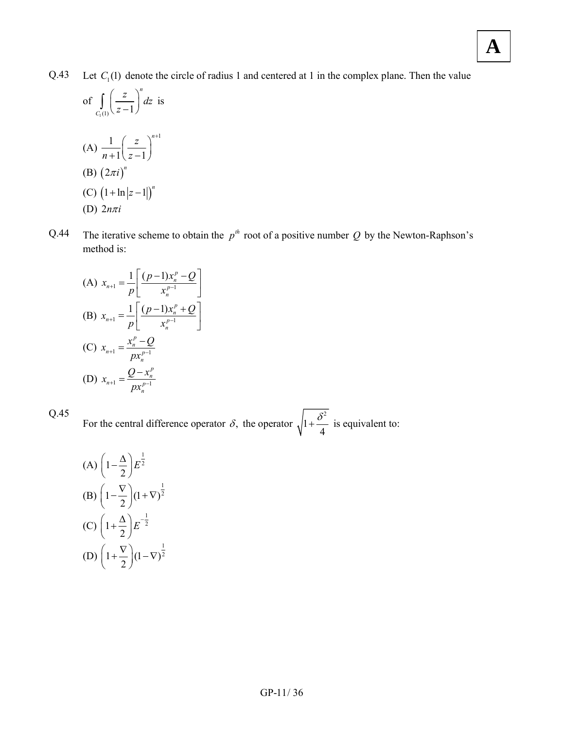Q.43 Let $C_1(1)$ denote the circle of radius 1 and centered at 1 in the complex plane. Then the value of $\int_{C_1(1)} \left(\frac{z}{z-1}\right)^n dz$ is

(A) $\frac{1}{n+1}\left(\frac{z}{z-1}\right)^{n+1}$

(B) $(2\pi i)^n$

(C) $(1+\ln|z-1|)^n$

(D) $2n\pi i$

Q.44 The iterative scheme to obtain the $p^{th}$ root of a positive number $Q$ by the Newton-Raphson's method is:

(A) $x_{n+1} = \frac{1}{p}\left[\frac{(p-1)x_n^p - Q}{x_n^{p-1}}\right]$

(B) $x_{n+1} = \frac{1}{p}\left[\frac{(p-1)x_n^p + Q}{x_n^{p-1}}\right]$

(C) $x_{n+1} = \frac{x_n^p - Q}{px_n^{p-1}}$

(D) $x_{n+1} = \frac{Q - x_n^p}{px_n^{p-1}}$

Q.45 For the central difference operator $\delta$, the operator $\sqrt{1+\frac{\delta^2}{4}}$ is equivalent to:

(A) $\left(1-\frac{\Delta}{2}\right)E^{\frac{1}{2}}$

(B) $\left(1-\frac{\nabla}{2}\right)(1+\nabla)^{\frac{1}{2}}$

(C) $\left(1+\frac{\Delta}{2}\right)E^{-\frac{1}{2}}$

(D) $\left(1+\frac{\nabla}{2}\right)(1-\nabla)^{\frac{1}{2}}$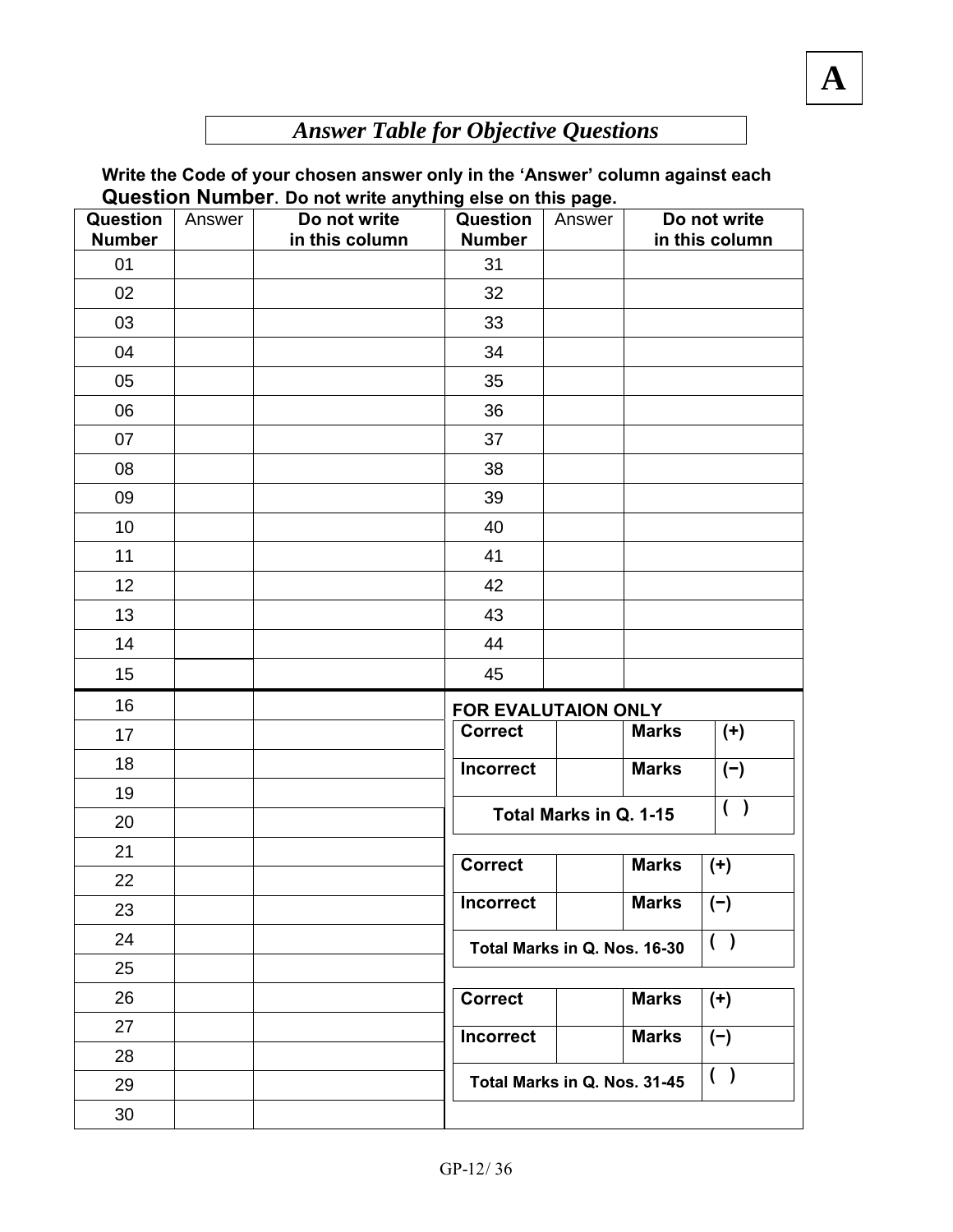A

## *Answer Table for Objective Questions*

**Write the Code of your chosen answer only in the 'Answer' column against each Question Number. Do not write anything else on this page.**

| Question Number | Answer | Do not write in this column | Question Number | Answer | Do not write in this column |
|---|---|---|---|---|---|
| 01 | | | 31 | | |
| 02 | | | 32 | | |
| 03 | | | 33 | | |
| 04 | | | 34 | | |
| 05 | | | 35 | | |
| 06 | | | 36 | | |
| 07 | | | 37 | | |
| 08 | | | 38 | | |
| 09 | | | 39 | | |
| 10 | | | 40 | | |
| 11 | | | 41 | | |
| 12 | | | 42 | | |
| 13 | | | 43 | | |
| 14 | | | 44 | | |
| 15 | | | 45 | | |
| 16 | | | | | |
| 17 | | | | | |
| 18 | | | | | |
| 19 | | | | | |
| 20 | | | | | |
| 21 | | | | | |
| 22 | | | | | |
| 23 | | | | | |
| 24 | | | | | |
| 25 | | | | | |
| 26 | | | | | |
| 27 | | | | | |
| 28 | | | | | |
| 29 | | | | | |
| 30 | | | | | |

**FOR EVALUTAION ONLY**

| **Correct** | | **Marks** | **(+)** |
|---|---|---|---|
| **Incorrect** | | **Marks** | **(−)** |
| **Total Marks in Q. 1-15** | | | **( )** |

| **Correct** | | **Marks** | **(+)** |
|---|---|---|---|
| **Incorrect** | | **Marks** | **(−)** |
| **Total Marks in Q. Nos. 16-30** | | | **( )** |

| **Correct** | | **Marks** | **(+)** |
|---|---|---|---|
| **Incorrect** | | **Marks** | **(−)** |
| **Total Marks in Q. Nos. 31-45** | | | **( )** |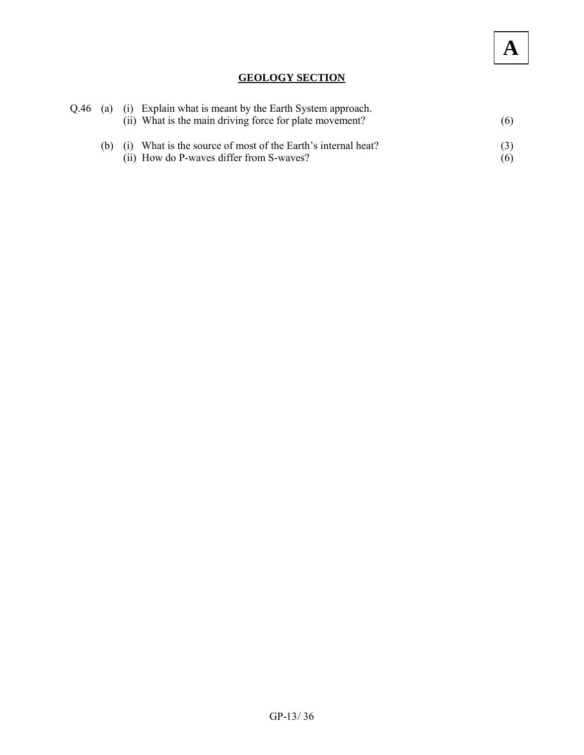A

## GEOLOGY SECTION

Q.46 (a) (i) Explain what is meant by the Earth System approach.
(ii) What is the main driving force for plate movement? (6)

(b) (i) What is the source of most of the Earth's internal heat? (3)
(ii) How do P-waves differ from S-waves? (6)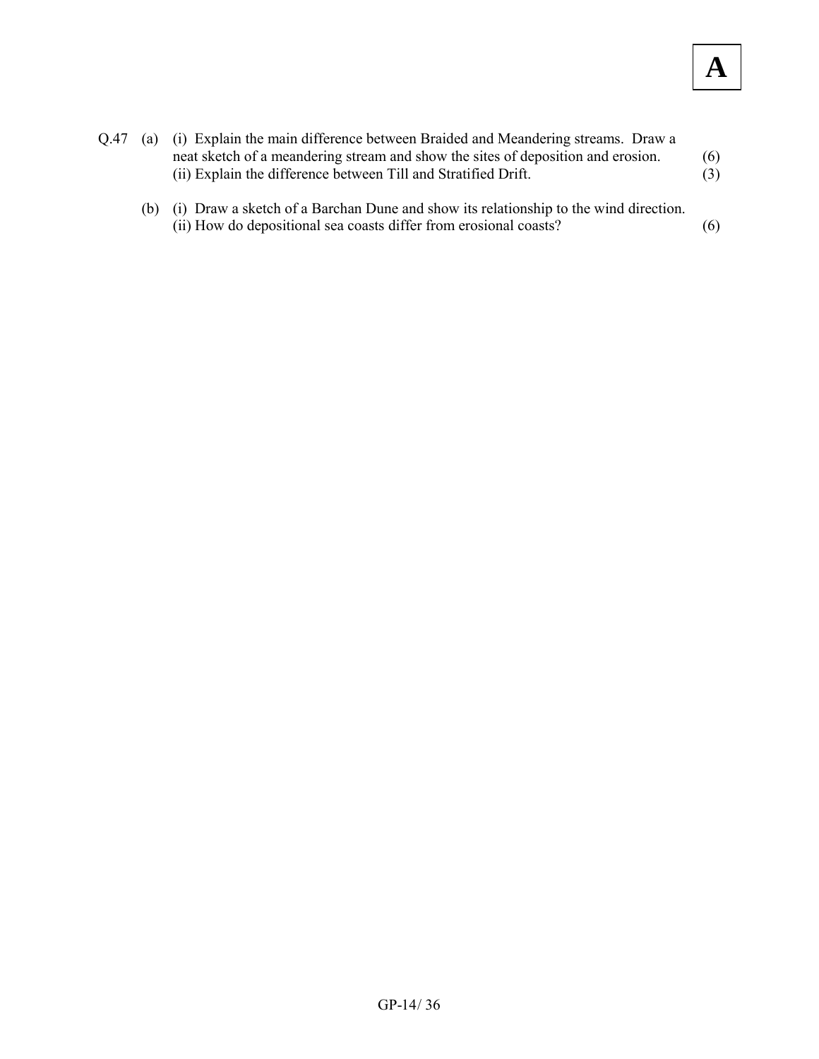Q.47 (a) (i) Explain the main difference between Braided and Meandering streams. Draw a neat sketch of a meandering stream and show the sites of deposition and erosion. (6)

(ii) Explain the difference between Till and Stratified Drift. (3)

(b) (i) Draw a sketch of a Barchan Dune and show its relationship to the wind direction.

(ii) How do depositional sea coasts differ from erosional coasts? (6)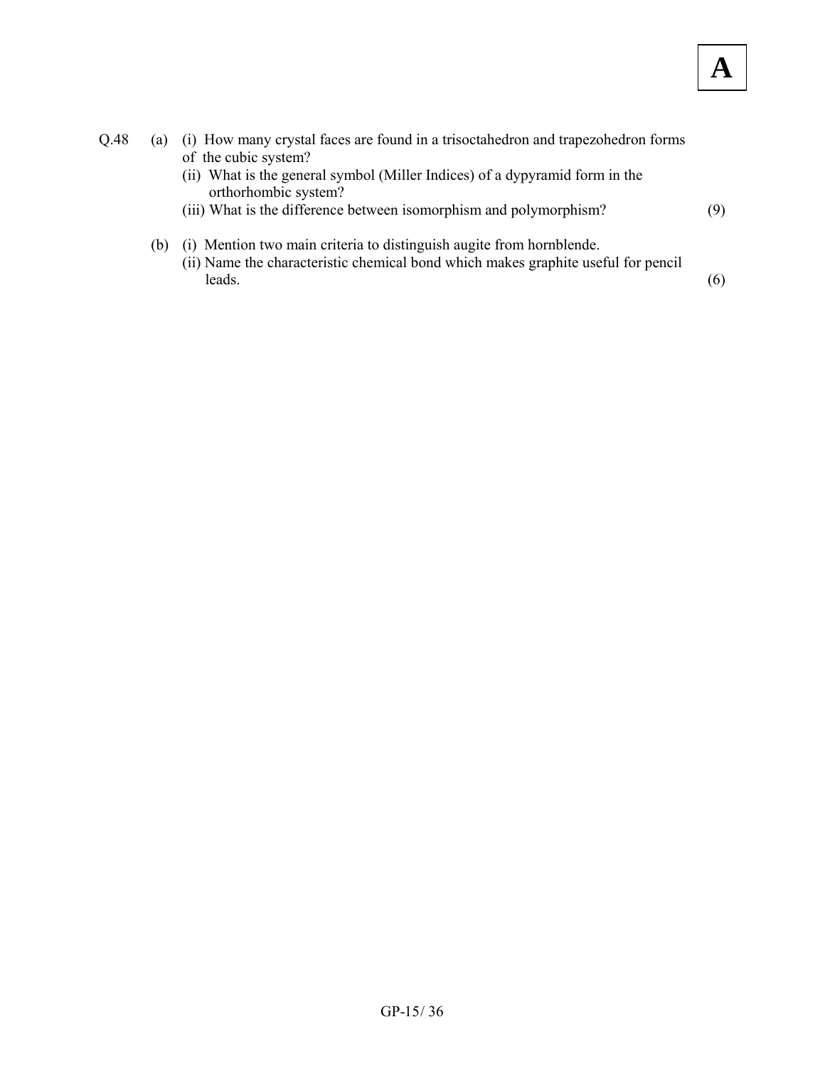Q.48 (a) (i) How many crystal faces are found in a trisoctahedron and trapezohedron forms of the cubic system?

(ii) What is the general symbol (Miller Indices) of a dypyramid form in the orthorhombic system?

(iii) What is the difference between isomorphism and polymorphism? (9)

(b) (i) Mention two main criteria to distinguish augite from hornblende.

(ii) Name the characteristic chemical bond which makes graphite useful for pencil leads. (6)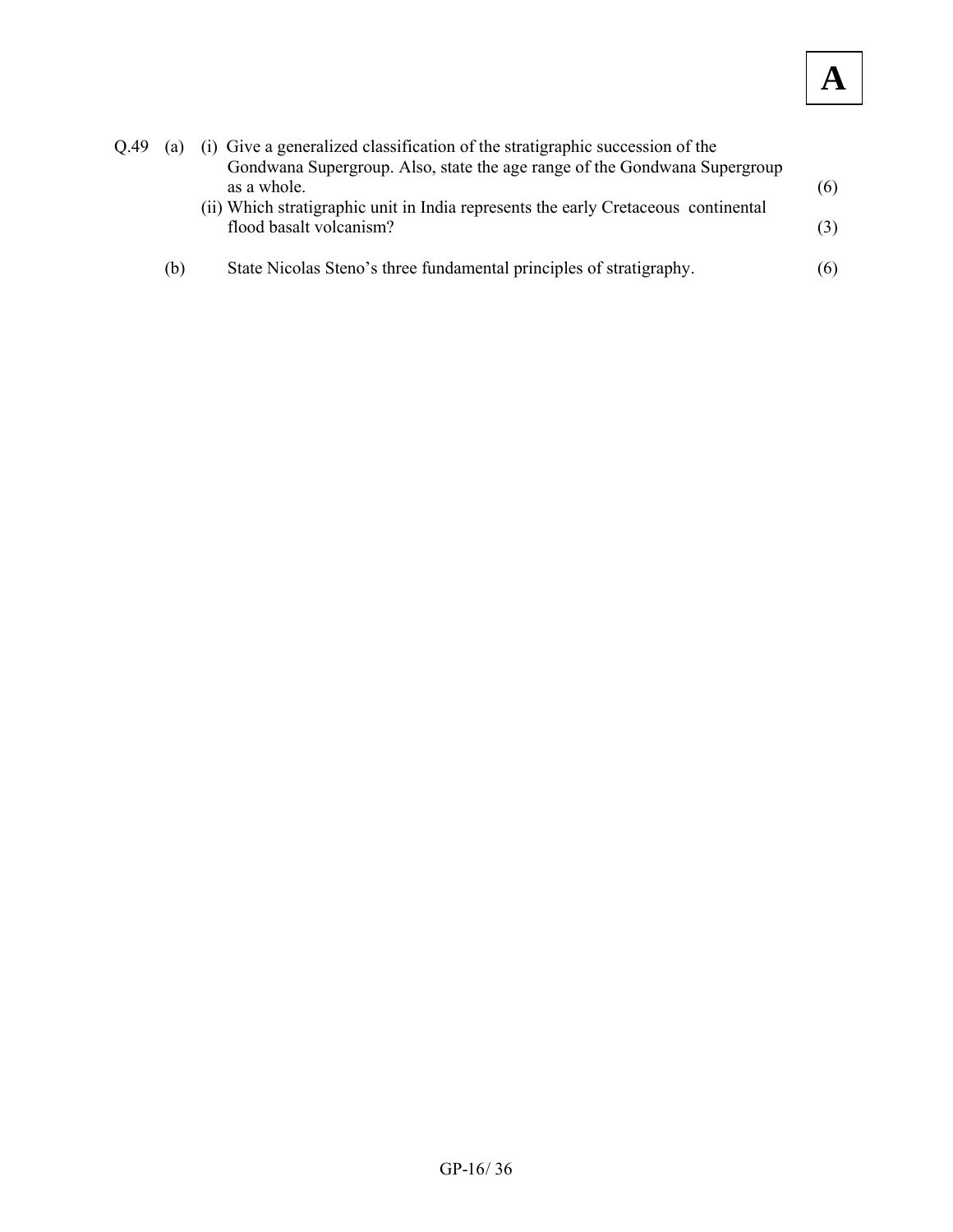Q.49 (a) (i) Give a generalized classification of the stratigraphic succession of the Gondwana Supergroup. Also, state the age range of the Gondwana Supergroup as a whole. (6)

(ii) Which stratigraphic unit in India represents the early Cretaceous continental flood basalt volcanism? (3)

(b) State Nicolas Steno's three fundamental principles of stratigraphy. (6)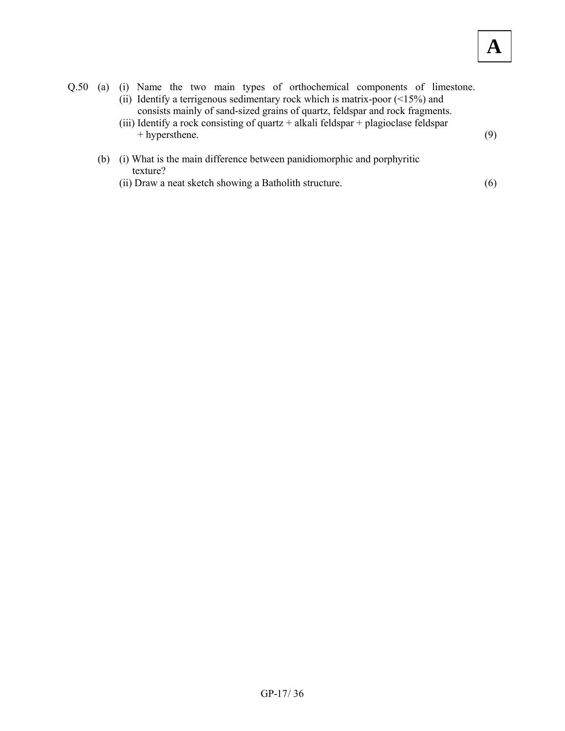Q.50 (a) (i) Name the two main types of orthochemical components of limestone.

(ii) Identify a terrigenous sedimentary rock which is matrix-poor (<15%) and consists mainly of sand-sized grains of quartz, feldspar and rock fragments.

(iii) Identify a rock consisting of quartz + alkali feldspar + plagioclase feldspar + hypersthene. (9)

(b) (i) What is the main difference between panidiomorphic and porphyritic texture?

(ii) Draw a neat sketch showing a Batholith structure. (6)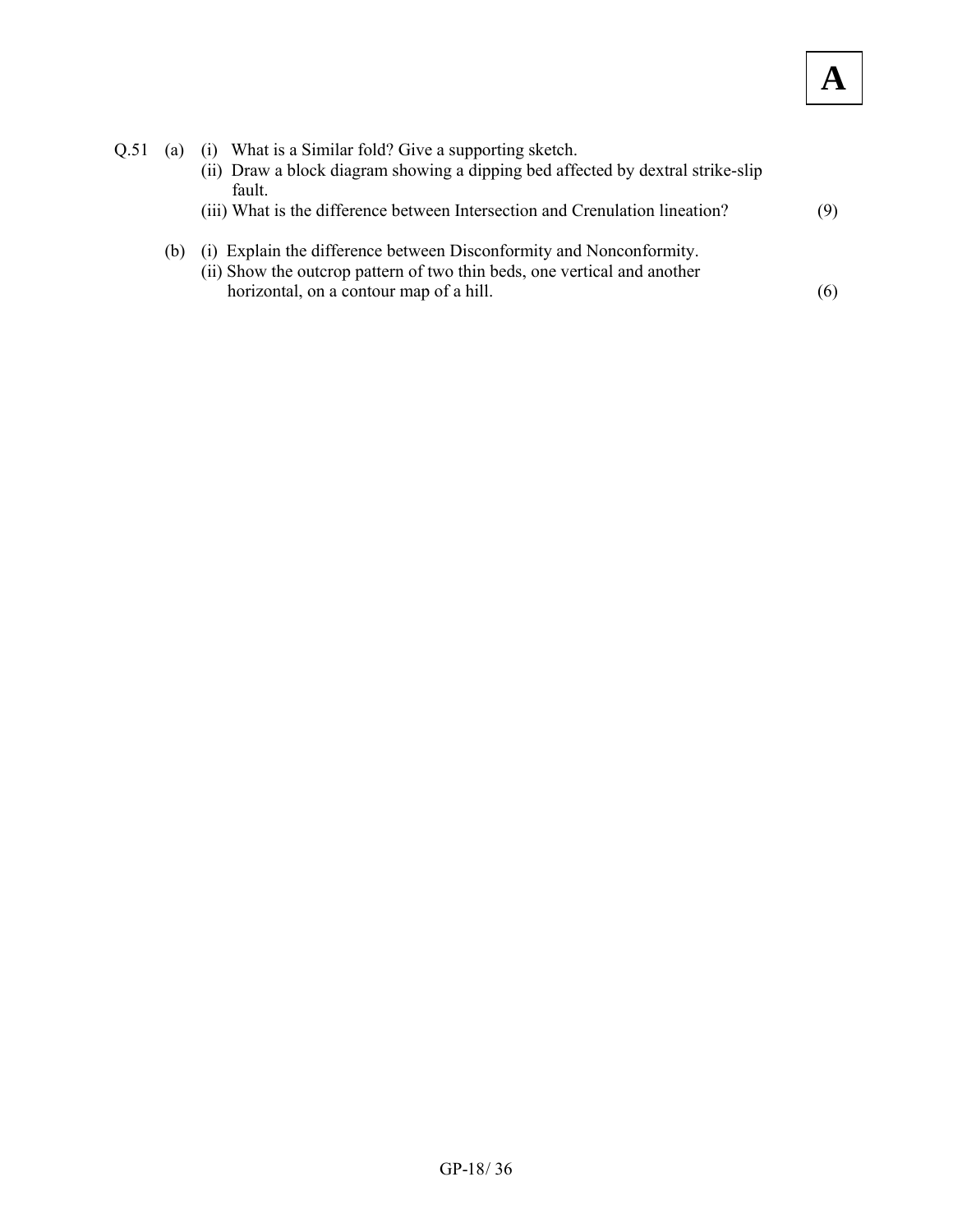**A**

Q.51 (a) (i) What is a Similar fold? Give a supporting sketch.

(ii) Draw a block diagram showing a dipping bed affected by dextral strike-slip fault.

(iii) What is the difference between Intersection and Crenulation lineation? (9)

(b) (i) Explain the difference between Disconformity and Nonconformity.

(ii) Show the outcrop pattern of two thin beds, one vertical and another horizontal, on a contour map of a hill. (6)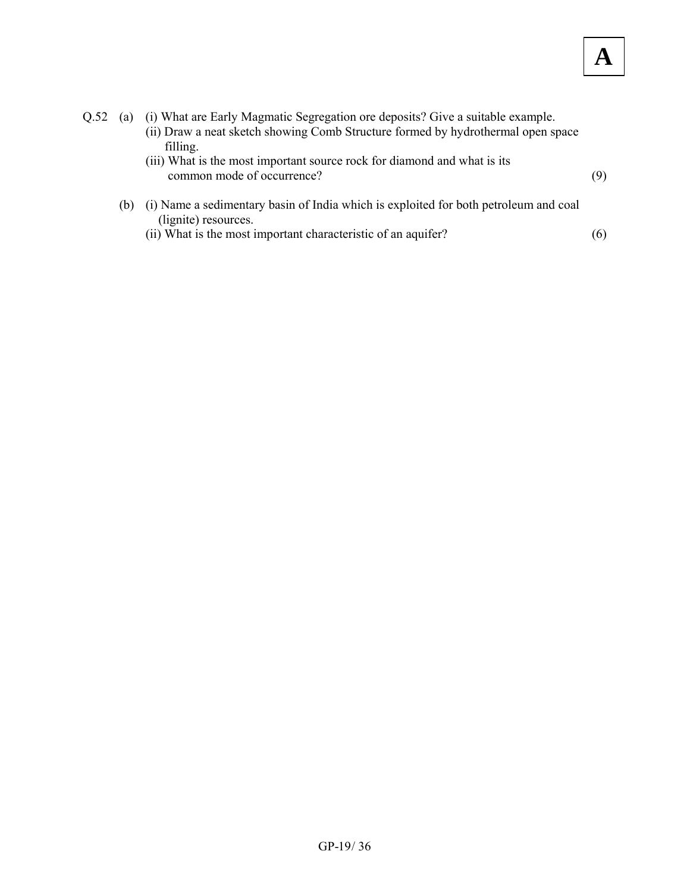Q.52 (a) (i) What are Early Magmatic Segregation ore deposits? Give a suitable example.

(ii) Draw a neat sketch showing Comb Structure formed by hydrothermal open space filling.

(iii) What is the most important source rock for diamond and what is its common mode of occurrence? (9)

(b) (i) Name a sedimentary basin of India which is exploited for both petroleum and coal (lignite) resources.

(ii) What is the most important characteristic of an aquifer? (6)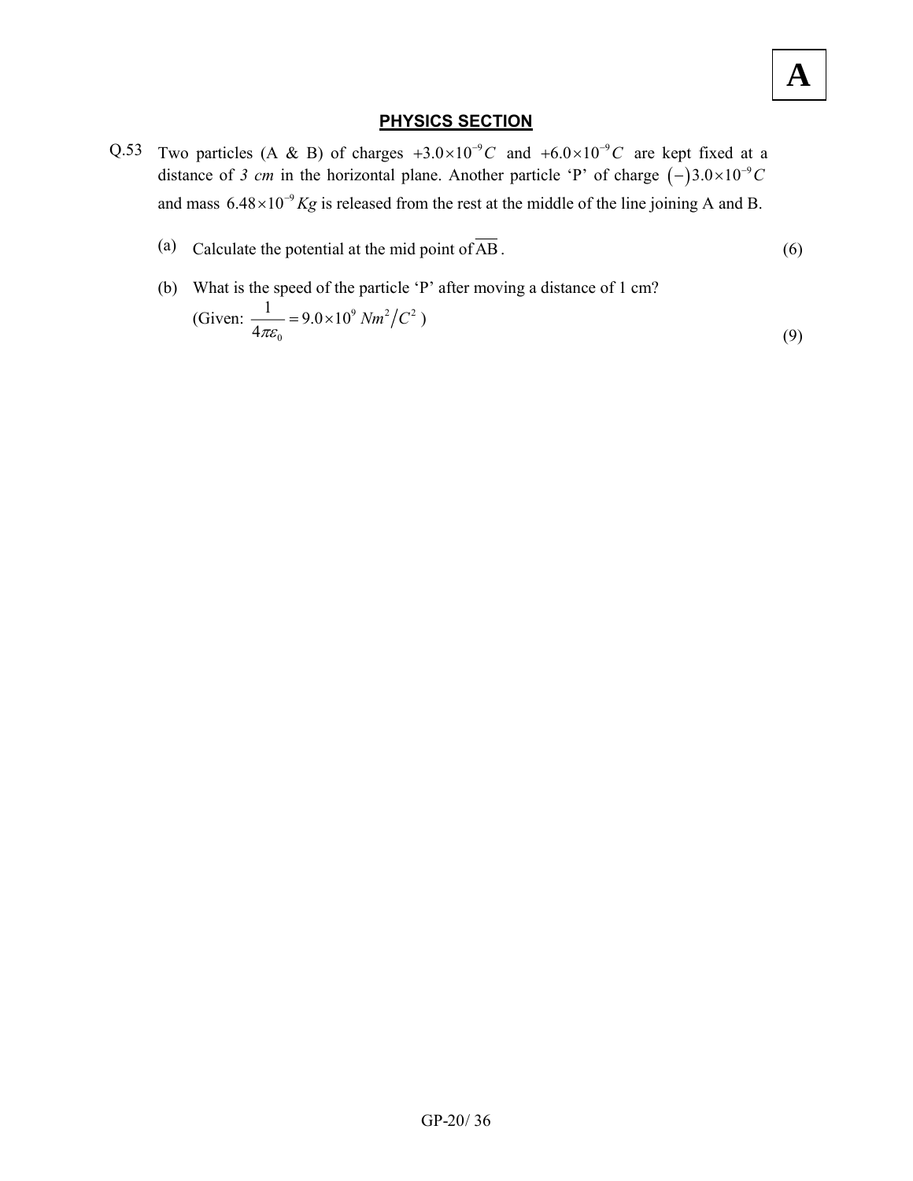**A**

## PHYSICS SECTION

Q.53 Two particles (A & B) of charges $+3.0\times10^{-9}C$ and $+6.0\times10^{-9}C$ are kept fixed at a distance of *3 cm* in the horizontal plane. Another particle 'P' of charge $(-)3.0\times10^{-9}C$ and mass $6.48\times10^{-9}\,Kg$ is released from the rest at the middle of the line joining A and B.

(a) Calculate the potential at the mid point of $\overline{AB}$. (6)

(b) What is the speed of the particle 'P' after moving a distance of 1 cm?
(Given: $\dfrac{1}{4\pi\varepsilon_0} = 9.0\times10^{9}\ Nm^2/C^2$ ) (9)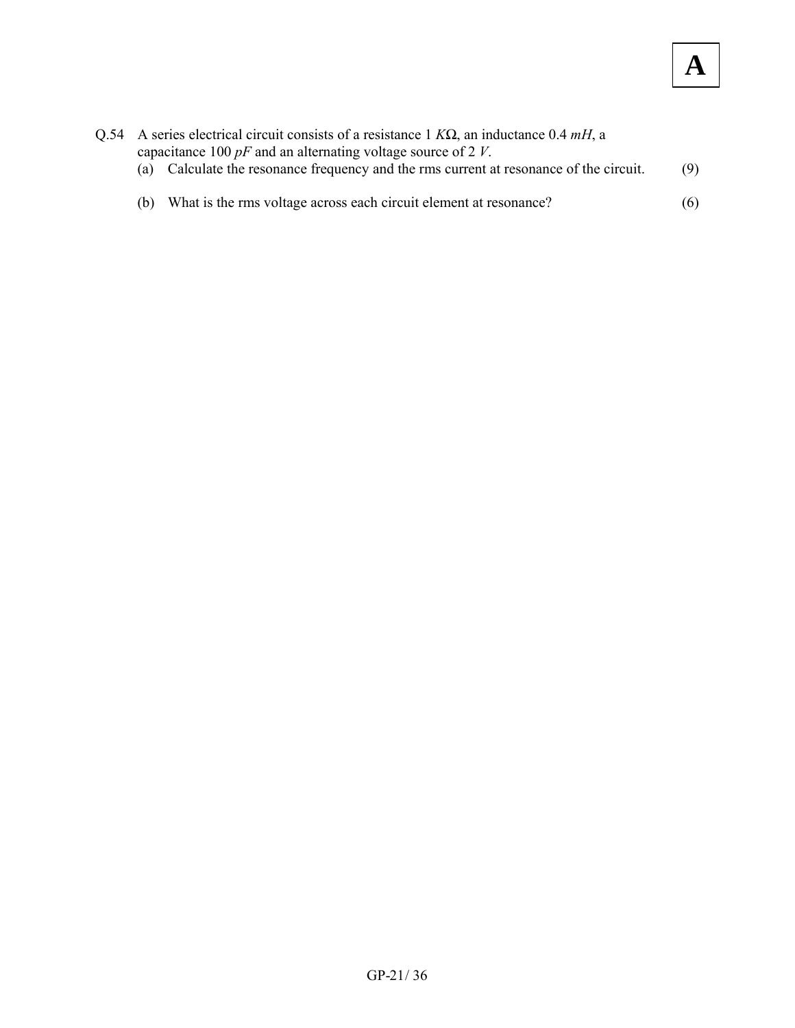Q.54 A series electrical circuit consists of a resistance 1 $K\Omega$, an inductance 0.4 $mH$, a capacitance 100 $pF$ and an alternating voltage source of 2 $V$.

(a) Calculate the resonance frequency and the rms current at resonance of the circuit. (9)

(b) What is the rms voltage across each circuit element at resonance? (6)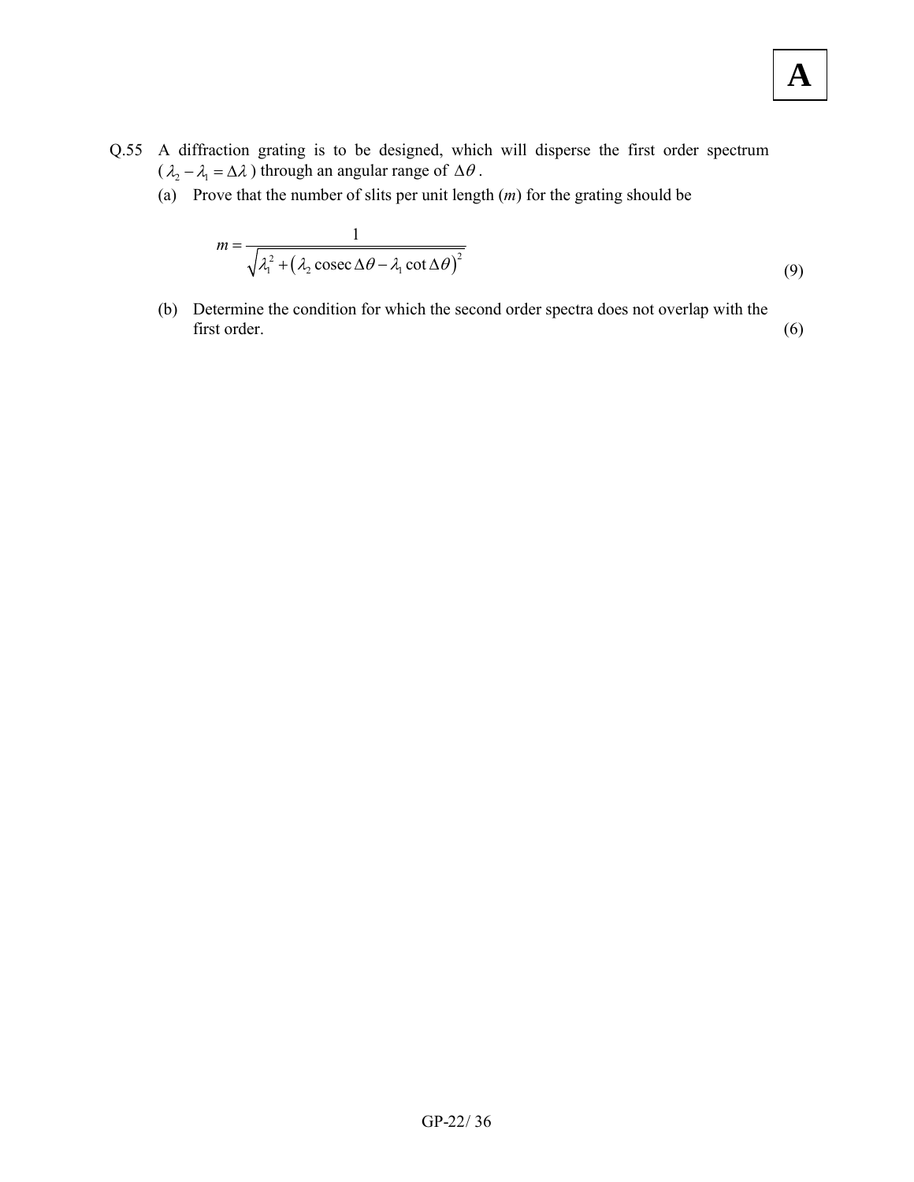Q.55 A diffraction grating is to be designed, which will disperse the first order spectrum ($\lambda_2 - \lambda_1 = \Delta\lambda$) through an angular range of $\Delta\theta$.

(a) Prove that the number of slits per unit length ($m$) for the grating should be

$$m = \frac{1}{\sqrt{\lambda_1^2 + \left(\lambda_2 \operatorname{cosec}\Delta\theta - \lambda_1 \cot\Delta\theta\right)^2}}$$

(9)

(b) Determine the condition for which the second order spectra does not overlap with the first order. (6)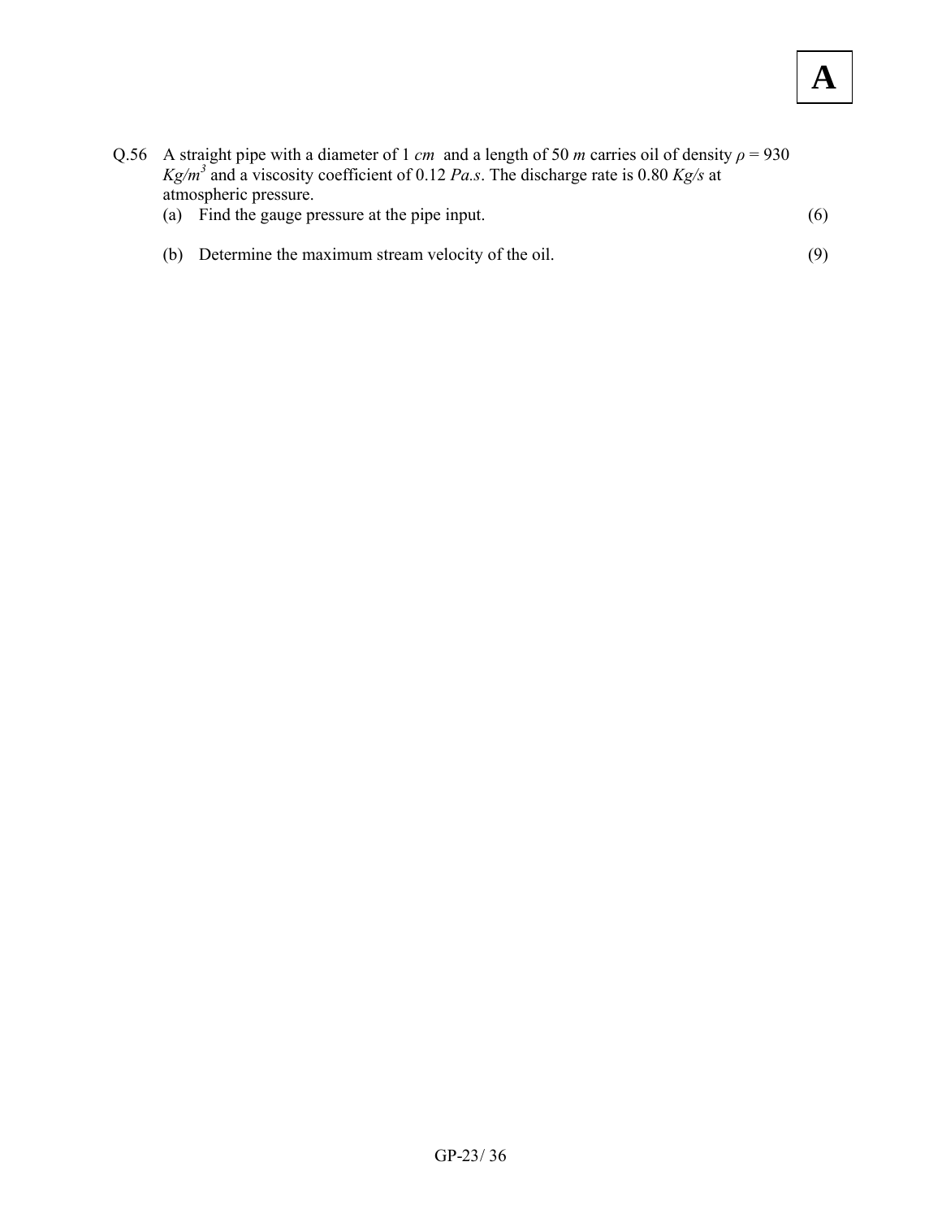Q.56 A straight pipe with a diameter of 1 *cm* and a length of 50 *m* carries oil of density $\rho = 930$ $Kg/m^3$ and a viscosity coefficient of 0.12 *Pa.s*. The discharge rate is 0.80 *Kg/s* at atmospheric pressure.

(a) Find the gauge pressure at the pipe input. (6)

(b) Determine the maximum stream velocity of the oil. (9)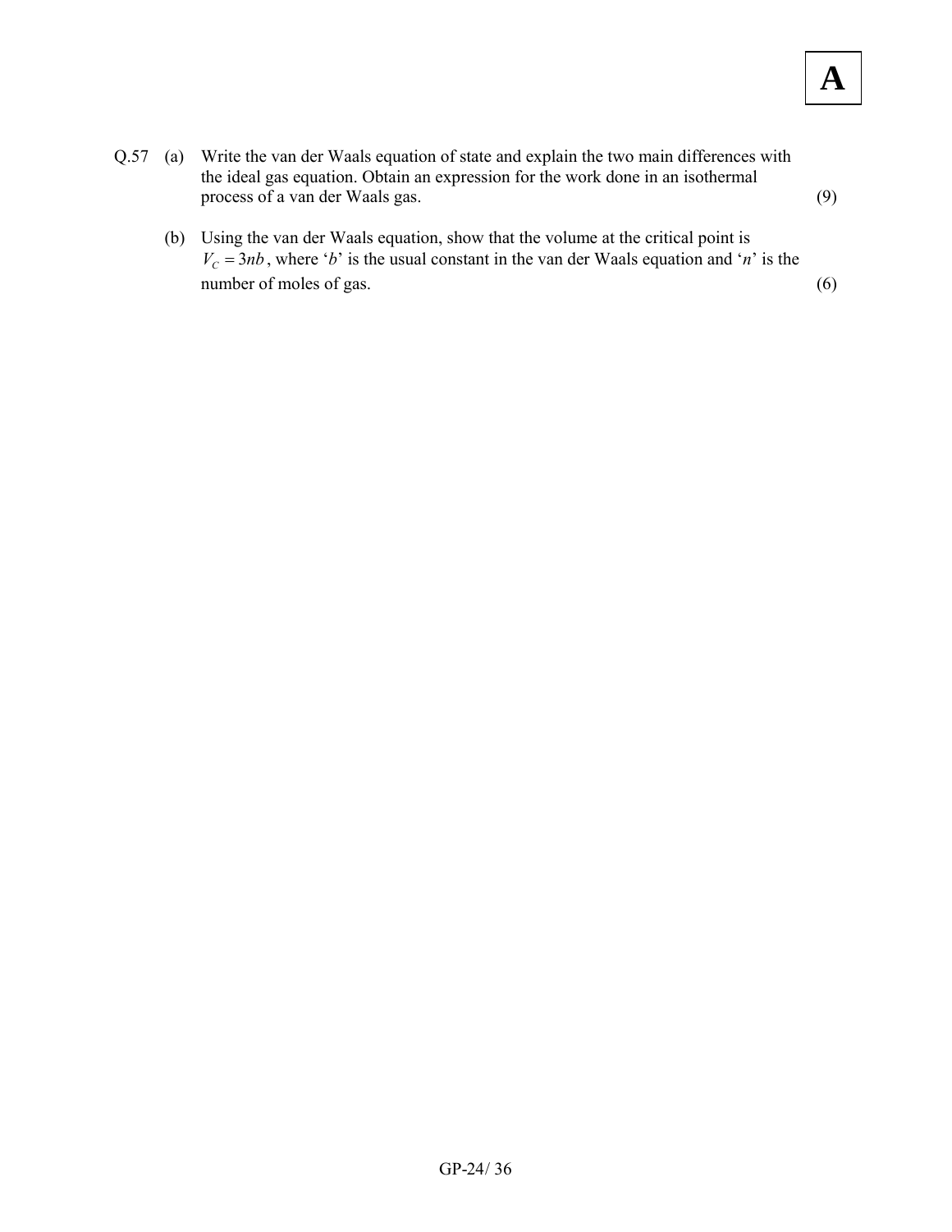Q.57 (a) Write the van der Waals equation of state and explain the two main differences with the ideal gas equation. Obtain an expression for the work done in an isothermal process of a van der Waals gas. (9)

(b) Using the van der Waals equation, show that the volume at the critical point is $V_C = 3nb$, where '$b$' is the usual constant in the van der Waals equation and '$n$' is the number of moles of gas. (6)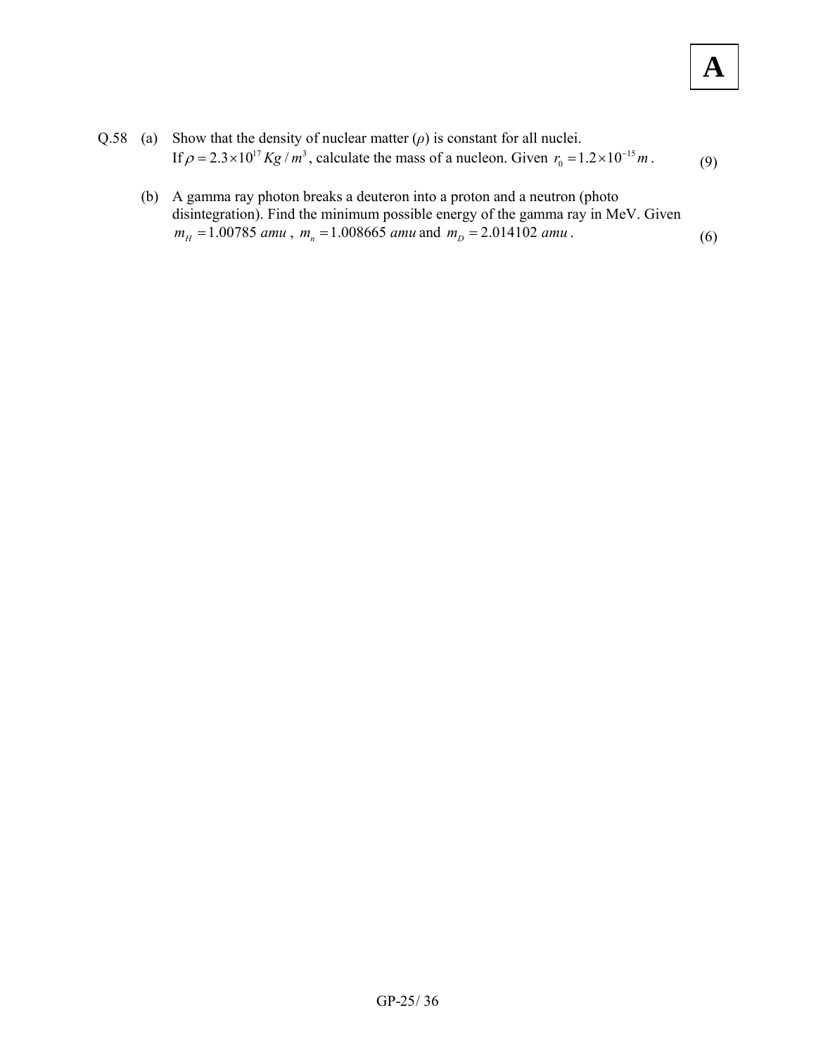**A**

Q.58 (a) Show that the density of nuclear matter ($\rho$) is constant for all nuclei.
If $\rho = 2.3 \times 10^{17} \, Kg/m^3$, calculate the mass of a nucleon. Given $r_0 = 1.2 \times 10^{-15} \, m$. (9)

(b) A gamma ray photon breaks a deuteron into a proton and a neutron (photo disintegration). Find the minimum possible energy of the gamma ray in MeV. Given $m_H = 1.00785 \, amu$, $m_n = 1.008665 \, amu$ and $m_D = 2.014102 \, amu$. (6)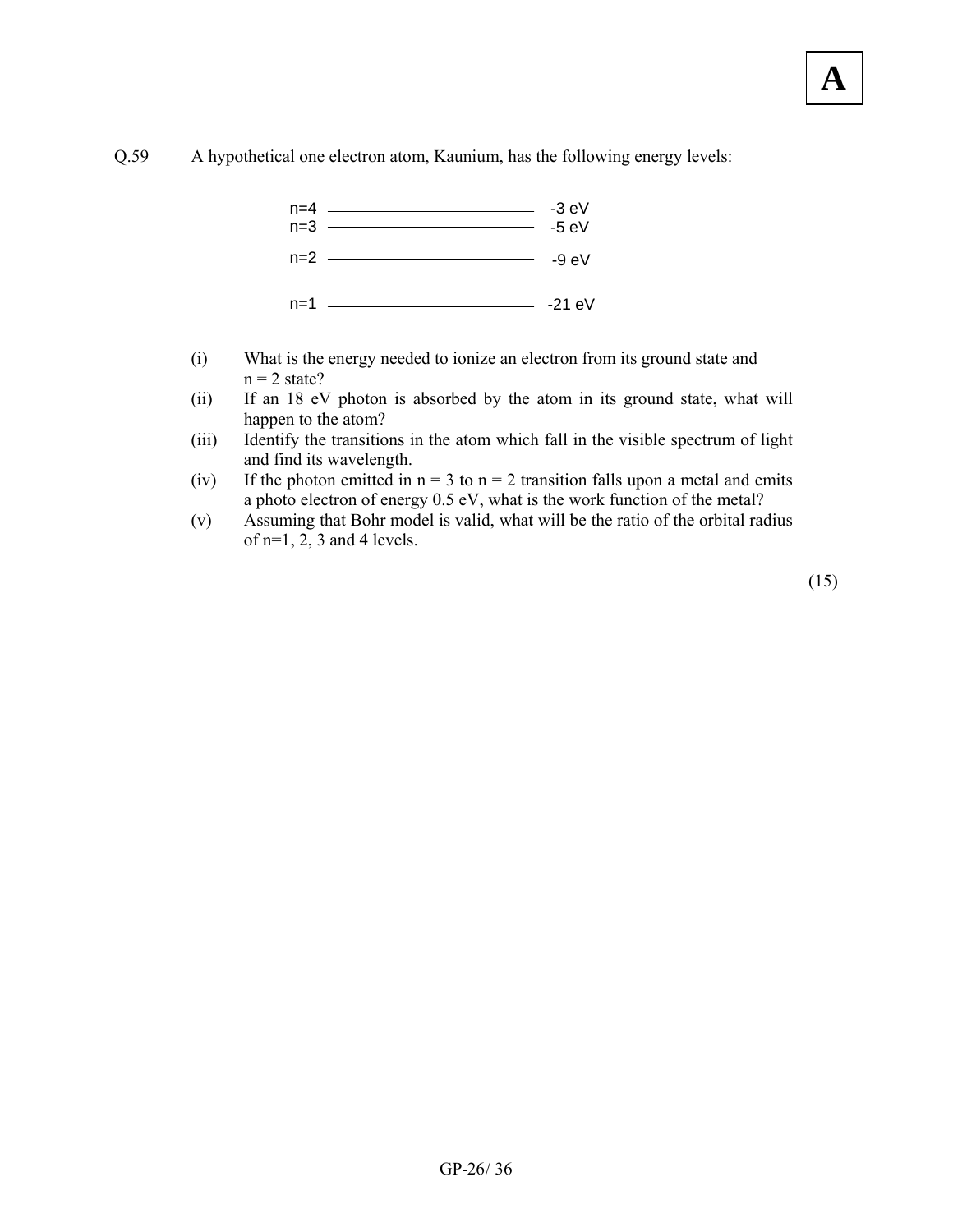Q.59 A hypothetical one electron atom, Kaunium, has the following energy levels:

| Level | Energy |
| --- | --- |
| n=4 | -3 eV |
| n=3 | -5 eV |
| n=2 | -9 eV |
| n=1 | -21 eV |

(i) What is the energy needed to ionize an electron from its ground state and n = 2 state?

(ii) If an 18 eV photon is absorbed by the atom in its ground state, what will happen to the atom?

(iii) Identify the transitions in the atom which fall in the visible spectrum of light and find its wavelength.

(iv) If the photon emitted in n = 3 to n = 2 transition falls upon a metal and emits a photo electron of energy 0.5 eV, what is the work function of the metal?

(v) Assuming that Bohr model is valid, what will be the ratio of the orbital radius of n=1, 2, 3 and 4 levels.

(15)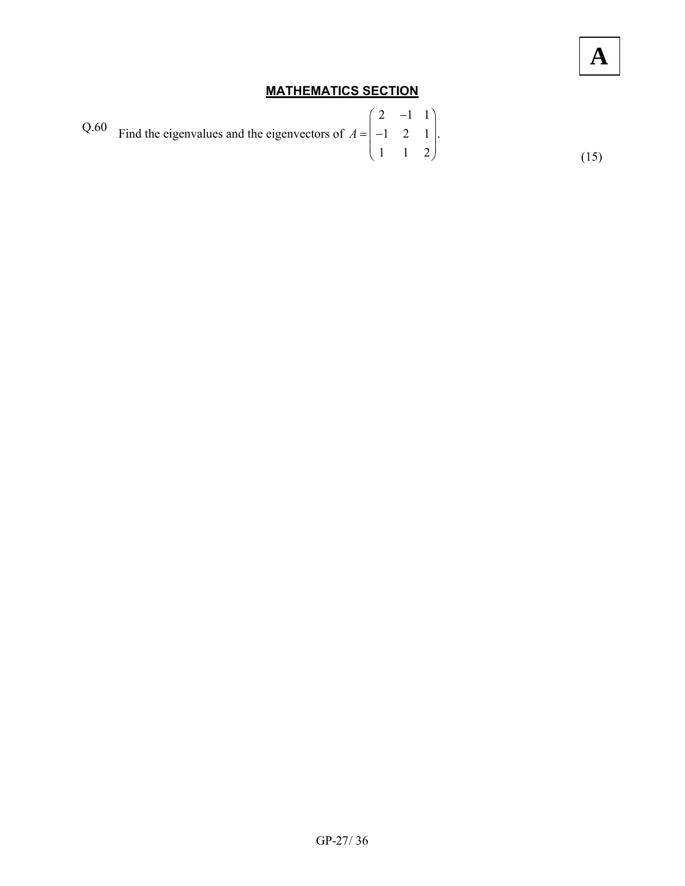## MATHEMATICS SECTION

Q.60 Find the eigenvalues and the eigenvectors of $A = \begin{pmatrix} 2 & -1 & 1 \\ -1 & 2 & 1 \\ 1 & 1 & 2 \end{pmatrix}$.

(15)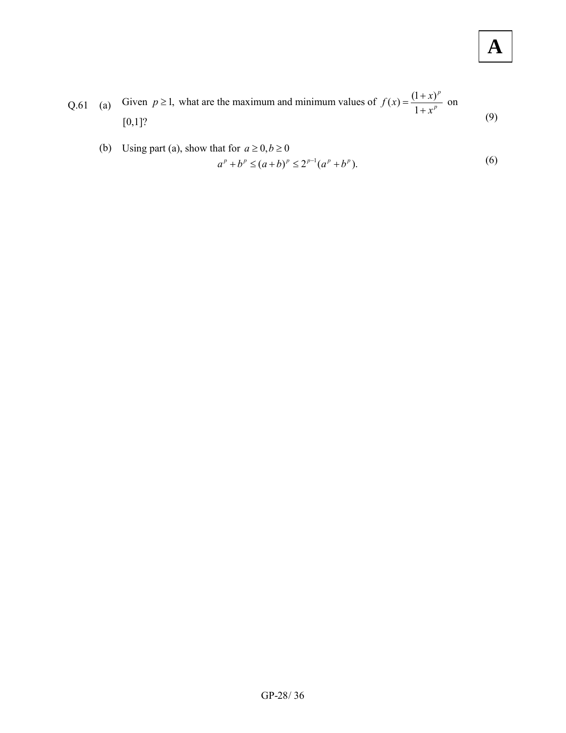Q.61 (a) Given $p \geq 1$, what are the maximum and minimum values of $f(x) = \dfrac{(1+x)^p}{1+x^p}$ on $[0,1]$? (9)

(b) Using part (a), show that for $a \geq 0, b \geq 0$

$$a^p + b^p \leq (a+b)^p \leq 2^{p-1}(a^p + b^p).$$

(6)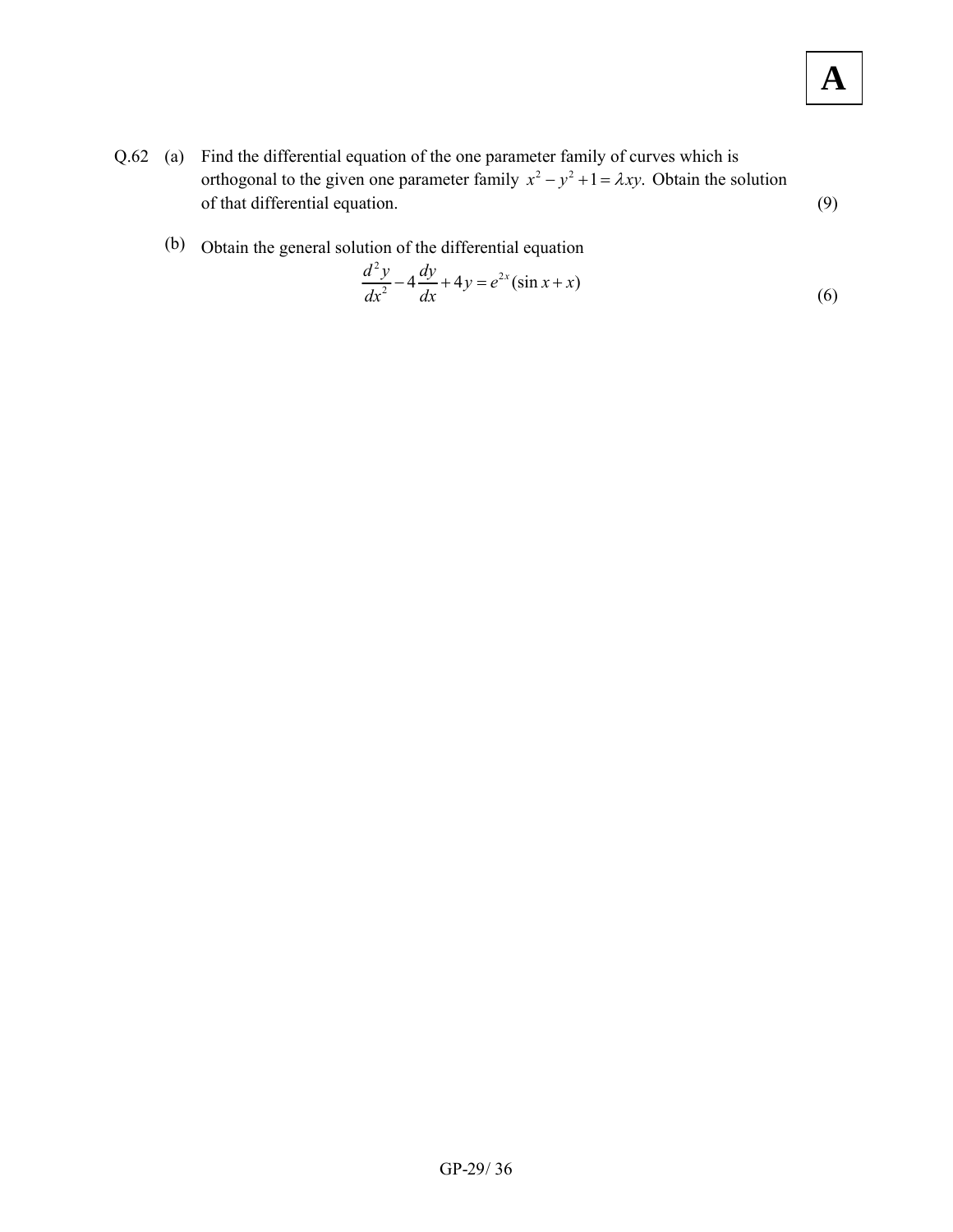Q.62 (a) Find the differential equation of the one parameter family of curves which is orthogonal to the given one parameter family $x^2 - y^2 + 1 = \lambda xy$. Obtain the solution of that differential equation. (9)

(b) Obtain the general solution of the differential equation

$$\frac{d^2 y}{dx^2} - 4\frac{dy}{dx} + 4y = e^{2x}(\sin x + x)$$

(6)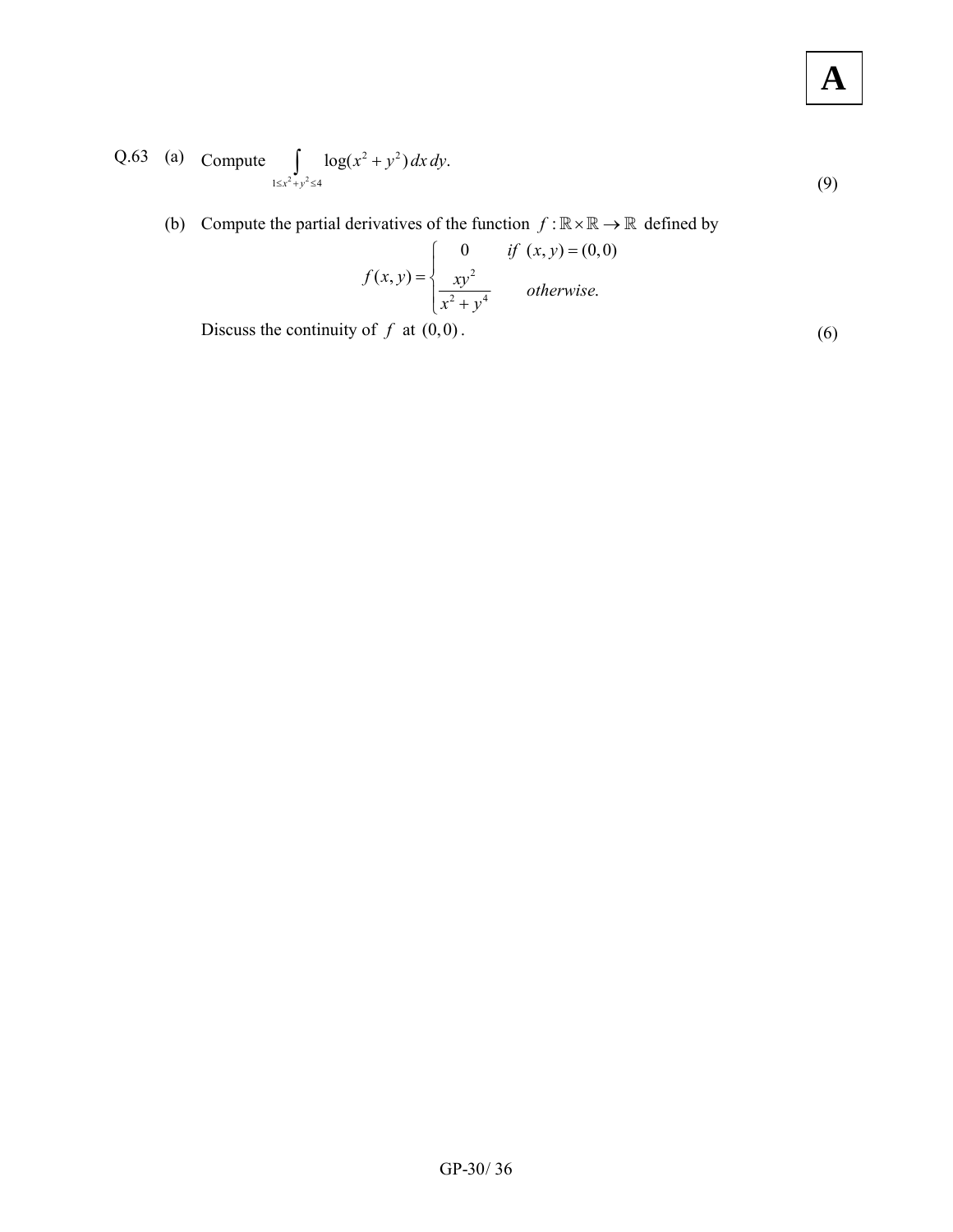Q.63 (a) Compute $\displaystyle\int_{1\le x^2+y^2\le 4} \log(x^2+y^2)\,dx\,dy.$ (9)

(b) Compute the partial derivatives of the function $f:\mathbb{R}\times\mathbb{R}\to\mathbb{R}$ defined by

$$f(x,y)=\begin{cases} 0 & \text{if } (x,y)=(0,0) \\ \dfrac{xy^2}{x^2+y^4} & \text{otherwise.} \end{cases}$$

Discuss the continuity of $f$ at $(0,0)$. (6)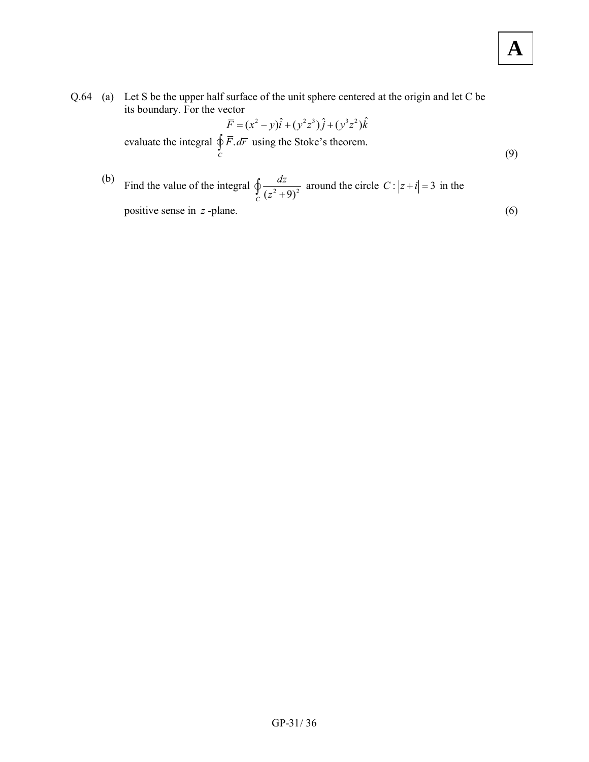**A**

Q.64 (a) Let S be the upper half surface of the unit sphere centered at the origin and let C be its boundary. For the vector

$$\overline{F} = (x^2 - y)\hat{i} + (y^2 z^3)\hat{j} + (y^3 z^2)\hat{k}$$

evaluate the integral $\oint_C \overline{F}.d\overline{r}$ using the Stoke's theorem. (9)

(b) Find the value of the integral $\oint_C \frac{dz}{(z^2+9)^2}$ around the circle $C: |z+i| = 3$ in the positive sense in $z$-plane. (6)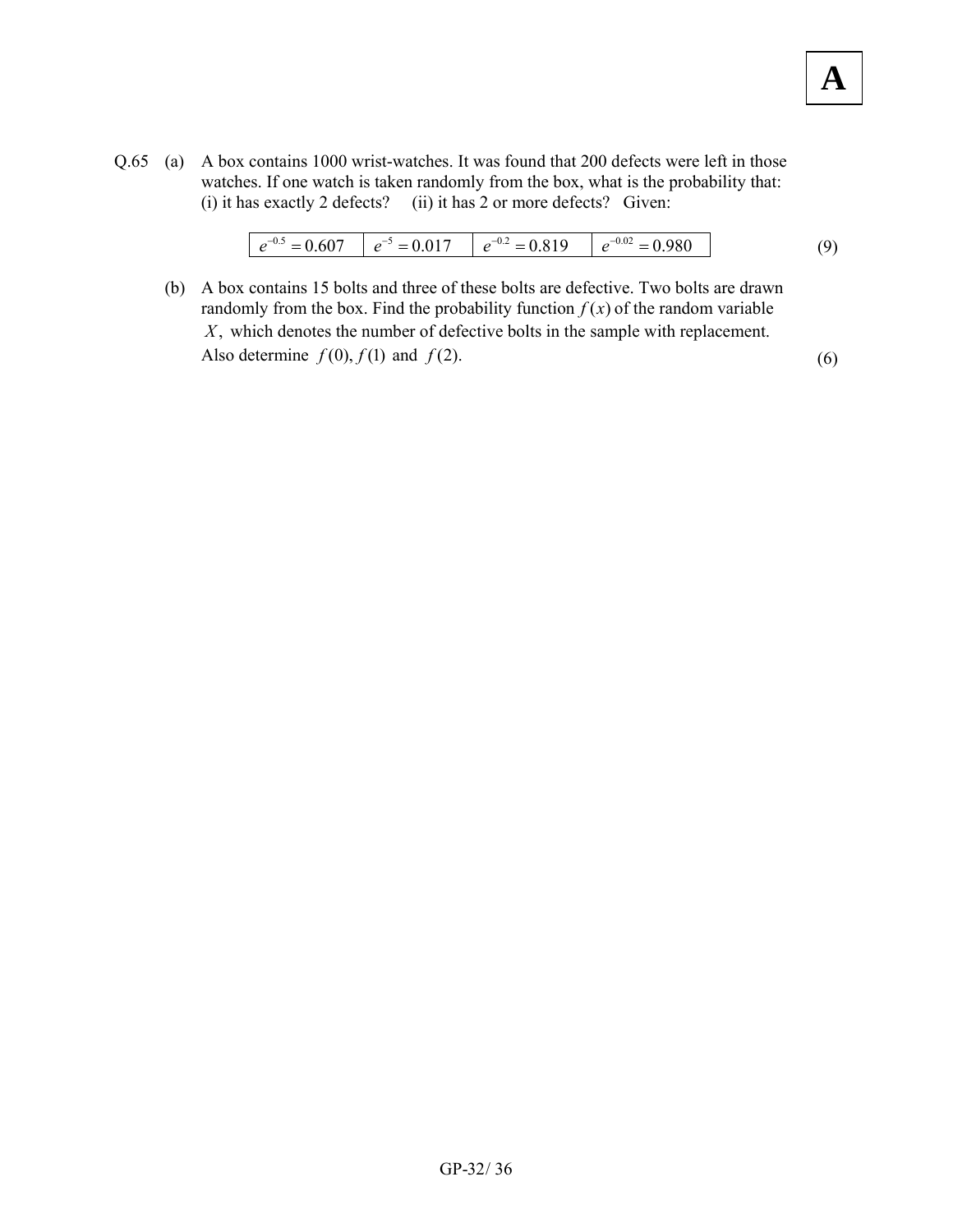Q.65 (a) A box contains 1000 wrist-watches. It was found that 200 defects were left in those watches. If one watch is taken randomly from the box, what is the probability that: (i) it has exactly 2 defects? (ii) it has 2 or more defects? Given:

| $e^{-0.5} = 0.607$ | $e^{-5} = 0.017$ | $e^{-0.2} = 0.819$ | $e^{-0.02} = 0.980$ |
|---|---|---|---|

(9)

(b) A box contains 15 bolts and three of these bolts are defective. Two bolts are drawn randomly from the box. Find the probability function $f(x)$ of the random variable $X$, which denotes the number of defective bolts in the sample with replacement. Also determine $f(0), f(1)$ and $f(2)$. (6)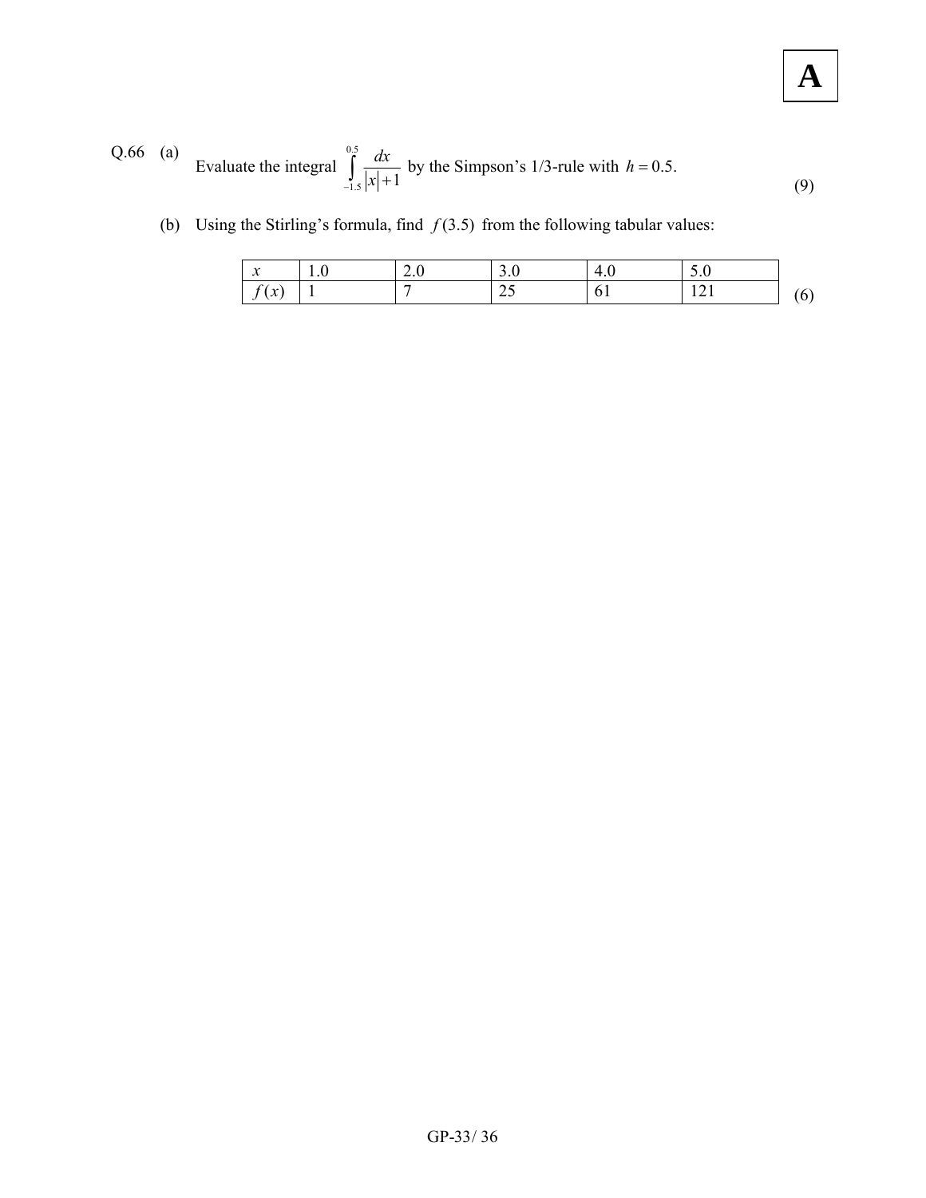Q.66 (a) Evaluate the integral $\int_{-1.5}^{0.5} \frac{dx}{|x|+1}$ by the Simpson's 1/3-rule with $h = 0.5$. (9)

(b) Using the Stirling's formula, find $f(3.5)$ from the following tabular values:

| $x$ | 1.0 | 2.0 | 3.0 | 4.0 | 5.0 |
|---|---|---|---|---|---|
| $f(x)$ | 1 | 7 | 25 | 61 | 121 |

(6)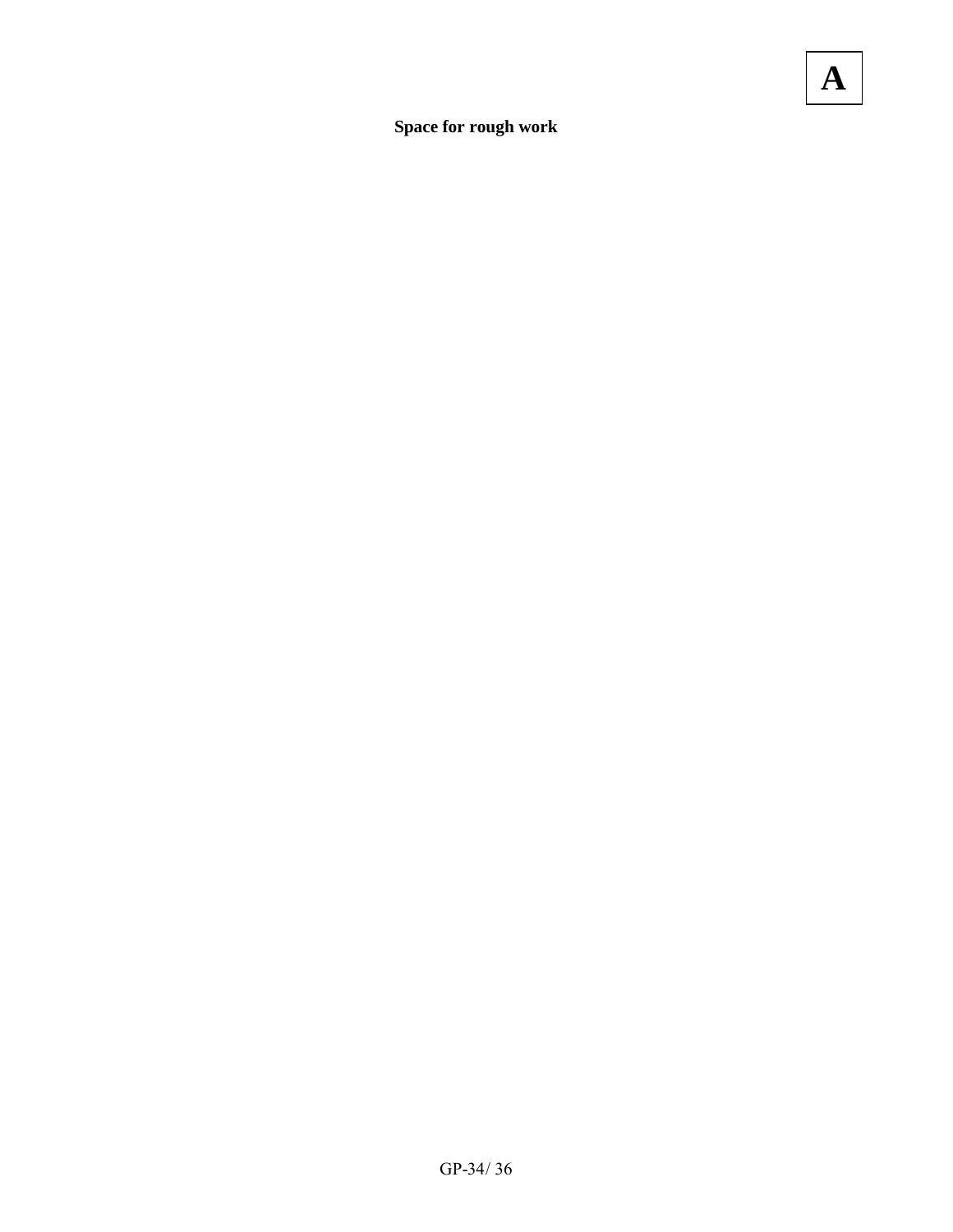**A**

**Space for rough work**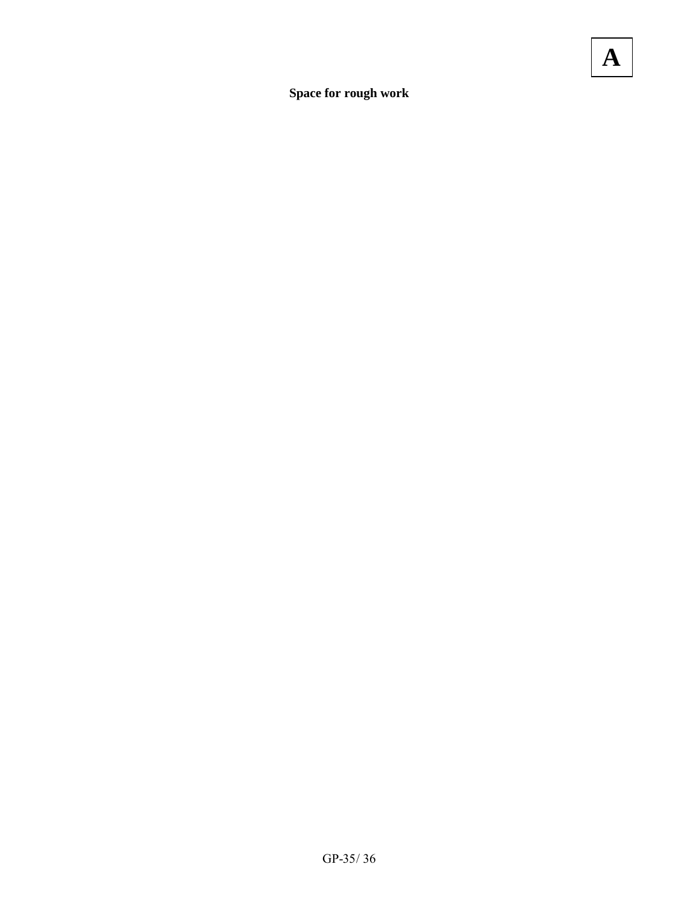**Space for rough work**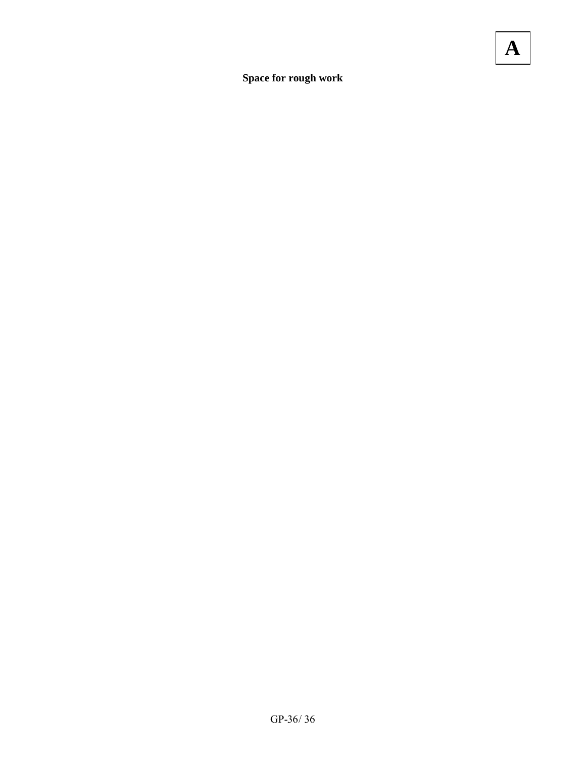**Space for rough work**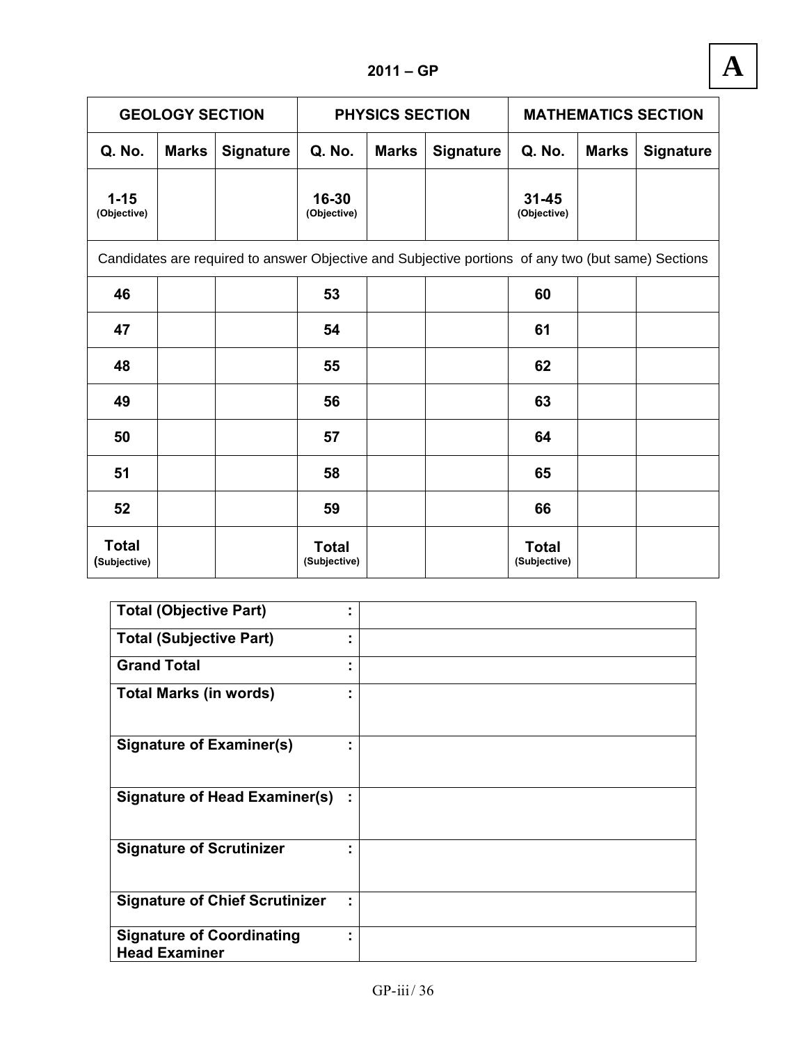**2011 – GP**

**A**

| GEOLOGY SECTION | | | PHYSICS SECTION | | | MATHEMATICS SECTION | | |
|---|---|---|---|---|---|---|---|---|
| **Q. No.** | **Marks** | **Signature** | **Q. No.** | **Marks** | **Signature** | **Q. No.** | **Marks** | **Signature** |
| **1-15** (Objective) | | | **16-30** (Objective) | | | **31-45** (Objective) | | |
| Candidates are required to answer Objective and Subjective portions of any two (but same) Sections | | | | | | | | |
| **46** | | | **53** | | | **60** | | |
| **47** | | | **54** | | | **61** | | |
| **48** | | | **55** | | | **62** | | |
| **49** | | | **56** | | | **63** | | |
| **50** | | | **57** | | | **64** | | |
| **51** | | | **58** | | | **65** | | |
| **52** | | | **59** | | | **66** | | |
| **Total** (Subjective) | | | **Total** (Subjective) | | | **Total** (Subjective) | | |

| | |
|---|---|
| **Total (Objective Part)** : | |
| **Total (Subjective Part)** : | |
| **Grand Total** : | |
| **Total Marks (in words)** : | |
| **Signature of Examiner(s)** : | |
| **Signature of Head Examiner(s)** : | |
| **Signature of Scrutinizer** : | |
| **Signature of Chief Scrutinizer** : | |
| **Signature of Coordinating Head Examiner** : | |